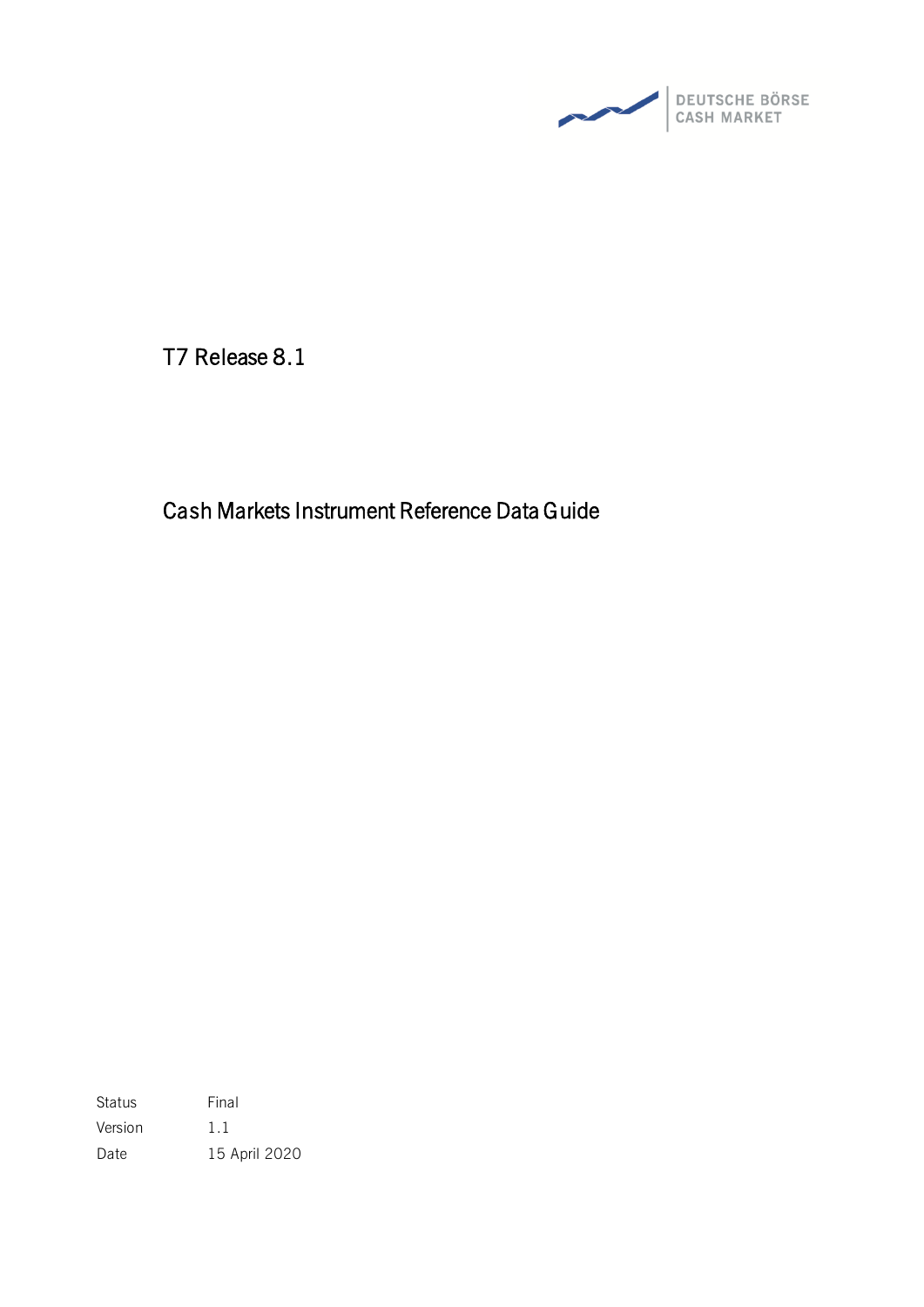DEUTSCHE BÖRSE
CASH MARKET

# T7 Release 8.1

## Cash Markets Instrument Reference Data Guide

| Status | Final |
| --- | --- |
| Version | 1.1 |
| Date | 15 April 2020 |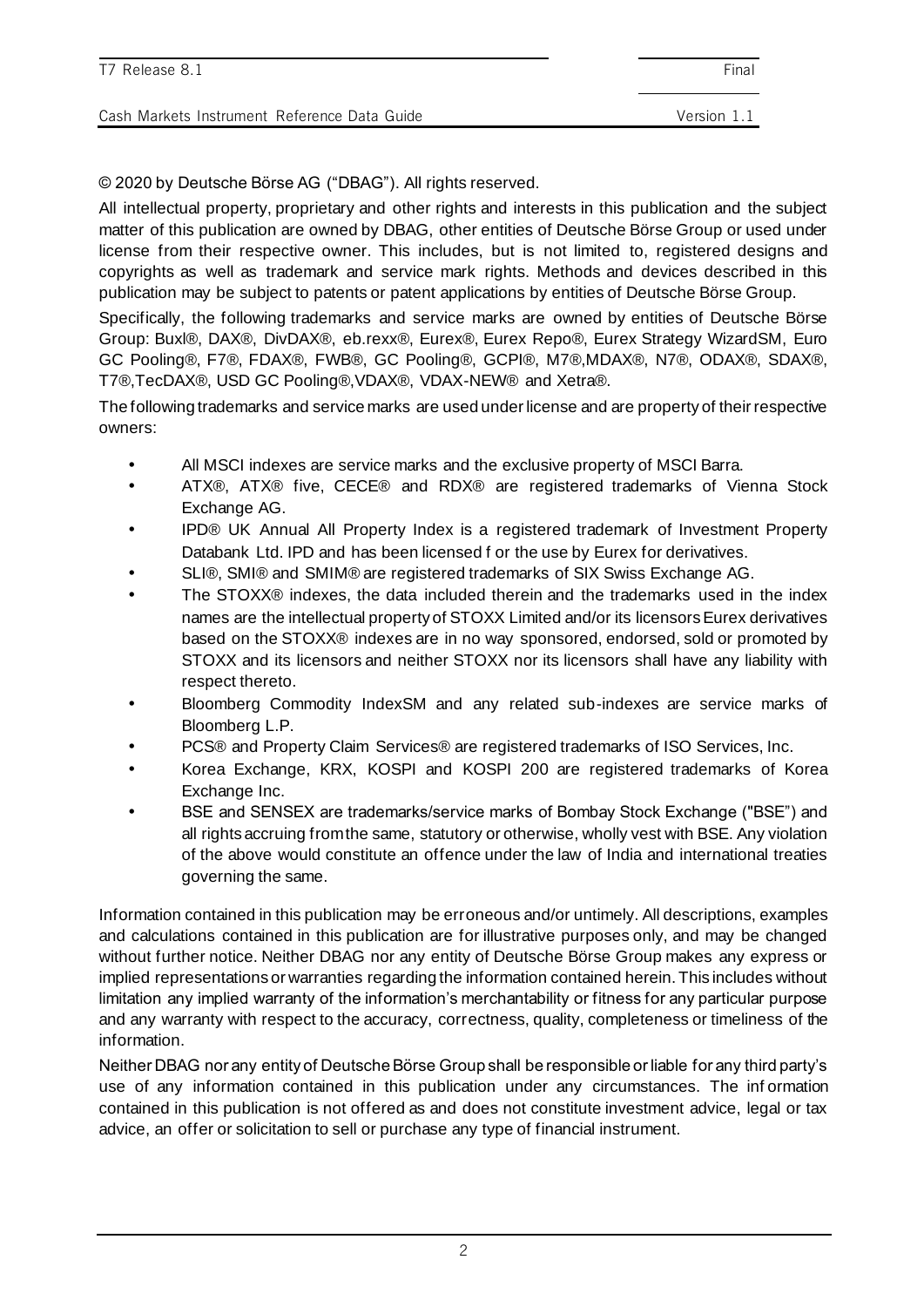© 2020 by Deutsche Börse AG ("DBAG"). All rights reserved.

All intellectual property, proprietary and other rights and interests in this publication and the subject matter of this publication are owned by DBAG, other entities of Deutsche Börse Group or used under license from their respective owner. This includes, but is not limited to, registered designs and copyrights as well as trademark and service mark rights. Methods and devices described in this publication may be subject to patents or patent applications by entities of Deutsche Börse Group.

Specifically, the following trademarks and service marks are owned by entities of Deutsche Börse Group: Buxl®, DAX®, DivDAX®, eb.rexx®, Eurex®, Eurex Repo®, Eurex Strategy WizardSM, Euro GC Pooling®, F7®, FDAX®, FWB®, GC Pooling®, GCPI®, M7®,MDAX®, N7®, ODAX®, SDAX®, T7®,TecDAX®, USD GC Pooling®,VDAX®, VDAX-NEW® and Xetra®.

The following trademarks and service marks are used under license and are property of their respective owners:

- All MSCI indexes are service marks and the exclusive property of MSCI Barra.
- ATX®, ATX® five, CECE® and RDX® are registered trademarks of Vienna Stock Exchange AG.
- IPD® UK Annual All Property Index is a registered trademark of Investment Property Databank Ltd. IPD and has been licensed f or the use by Eurex for derivatives.
- SLI®, SMI® and SMIM® are registered trademarks of SIX Swiss Exchange AG.
- The STOXX® indexes, the data included therein and the trademarks used in the index names are the intellectual property of STOXX Limited and/or its licensors Eurex derivatives based on the STOXX® indexes are in no way sponsored, endorsed, sold or promoted by STOXX and its licensors and neither STOXX nor its licensors shall have any liability with respect thereto.
- Bloomberg Commodity IndexSM and any related sub-indexes are service marks of Bloomberg L.P.
- PCS® and Property Claim Services® are registered trademarks of ISO Services, Inc.
- Korea Exchange, KRX, KOSPI and KOSPI 200 are registered trademarks of Korea Exchange Inc.
- BSE and SENSEX are trademarks/service marks of Bombay Stock Exchange ("BSE") and all rights accruing from the same, statutory or otherwise, wholly vest with BSE. Any violation of the above would constitute an offence under the law of India and international treaties governing the same.

Information contained in this publication may be erroneous and/or untimely. All descriptions, examples and calculations contained in this publication are for illustrative purposes only, and may be changed without further notice. Neither DBAG nor any entity of Deutsche Börse Group makes any express or implied representations or warranties regarding the information contained herein. This includes without limitation any implied warranty of the information's merchantability or fitness for any particular purpose and any warranty with respect to the accuracy, correctness, quality, completeness or timeliness of the information.

Neither DBAG nor any entity of Deutsche Börse Group shall be responsible or liable for any third party's use of any information contained in this publication under any circumstances. The inf ormation contained in this publication is not offered as and does not constitute investment advice, legal or tax advice, an offer or solicitation to sell or purchase any type of financial instrument.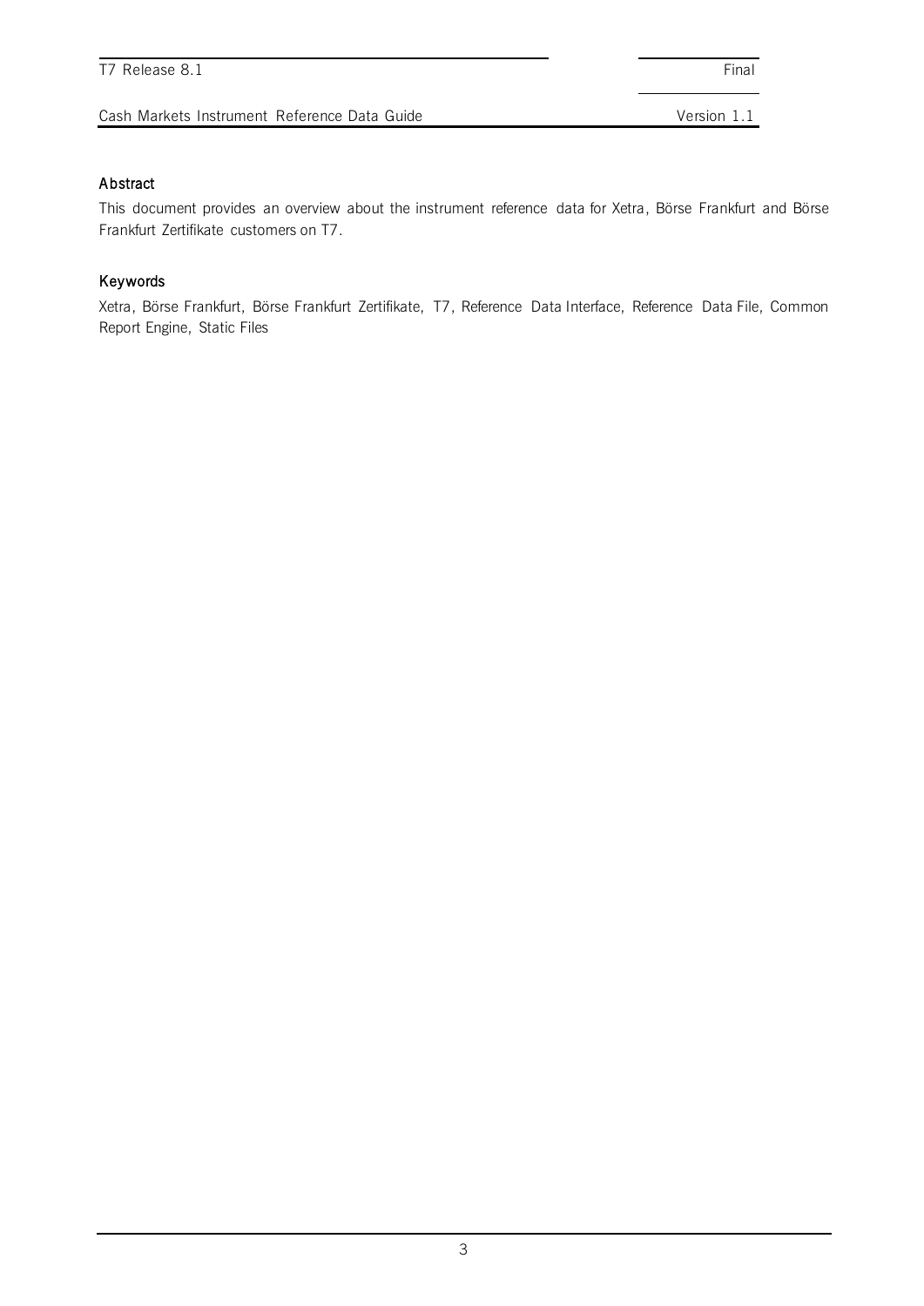## Abstract

This document provides an overview about the instrument reference data for Xetra, Börse Frankfurt and Börse Frankfurt Zertifikate customers on T7.

## Keywords

Xetra, Börse Frankfurt, Börse Frankfurt Zertifikate, T7, Reference Data Interface, Reference Data File, Common Report Engine, Static Files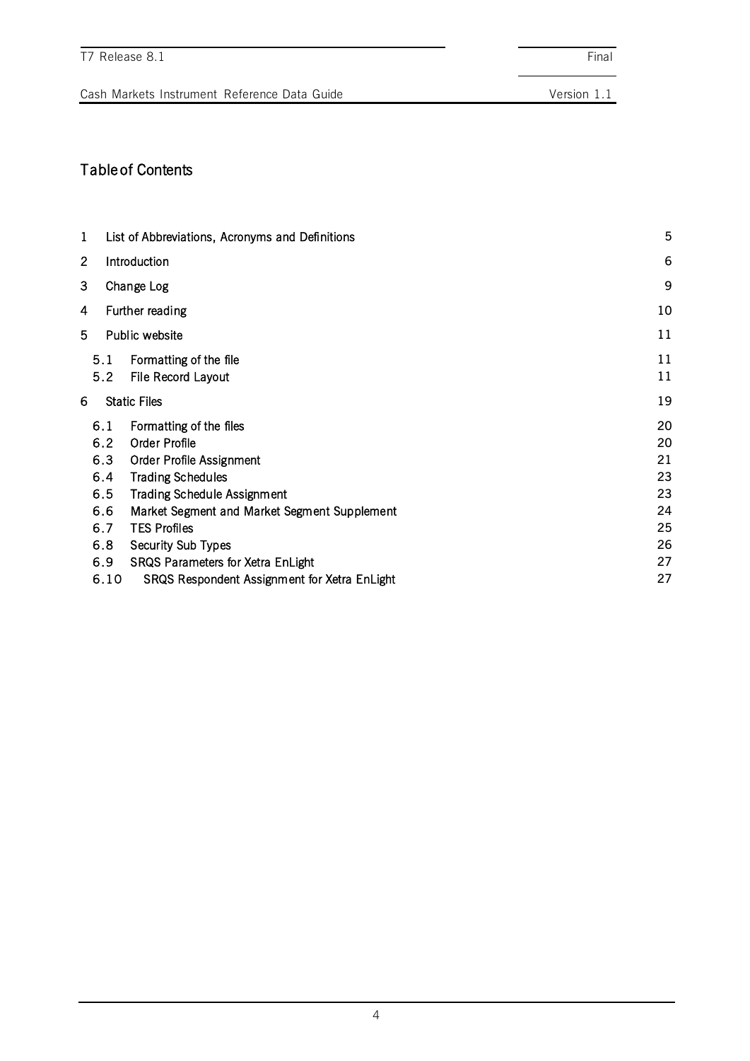# Table of Contents

| | | |
|---|---|---|
| 1 | List of Abbreviations, Acronyms and Definitions | 5 |
| 2 | Introduction | 6 |
| 3 | Change Log | 9 |
| 4 | Further reading | 10 |
| 5 | Public website | 11 |
| 5.1 | Formatting of the file | 11 |
| 5.2 | File Record Layout | 11 |
| 6 | Static Files | 19 |
| 6.1 | Formatting of the files | 20 |
| 6.2 | Order Profile | 20 |
| 6.3 | Order Profile Assignment | 21 |
| 6.4 | Trading Schedules | 23 |
| 6.5 | Trading Schedule Assignment | 23 |
| 6.6 | Market Segment and Market Segment Supplement | 24 |
| 6.7 | TES Profiles | 25 |
| 6.8 | Security Sub Types | 26 |
| 6.9 | SRQS Parameters for Xetra EnLight | 27 |
| 6.10 | SRQS Respondent Assignment for Xetra EnLight | 27 |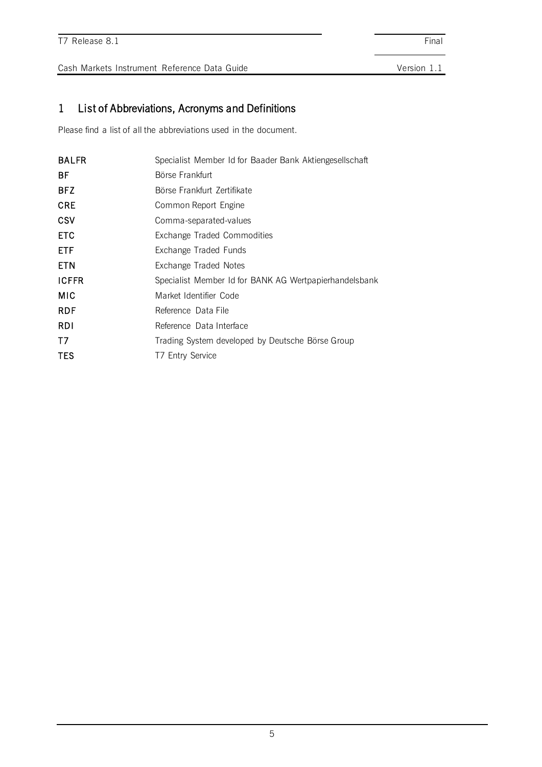# 1 List of Abbreviations, Acronyms and Definitions

Please find a list of all the abbreviations used in the document.

| | |
|---|---|
| **BALFR** | Specialist Member Id for Baader Bank Aktiengesellschaft |
| **BF** | Börse Frankfurt |
| **BFZ** | Börse Frankfurt Zertifikate |
| **CRE** | Common Report Engine |
| **CSV** | Comma-separated-values |
| **ETC** | Exchange Traded Commodities |
| **ETF** | Exchange Traded Funds |
| **ETN** | Exchange Traded Notes |
| **ICFFR** | Specialist Member Id for BANK AG Wertpapierhandelsbank |
| **MIC** | Market Identifier Code |
| **RDF** | Reference Data File |
| **RDI** | Reference Data Interface |
| **T7** | Trading System developed by Deutsche Börse Group |
| **TES** | T7 Entry Service |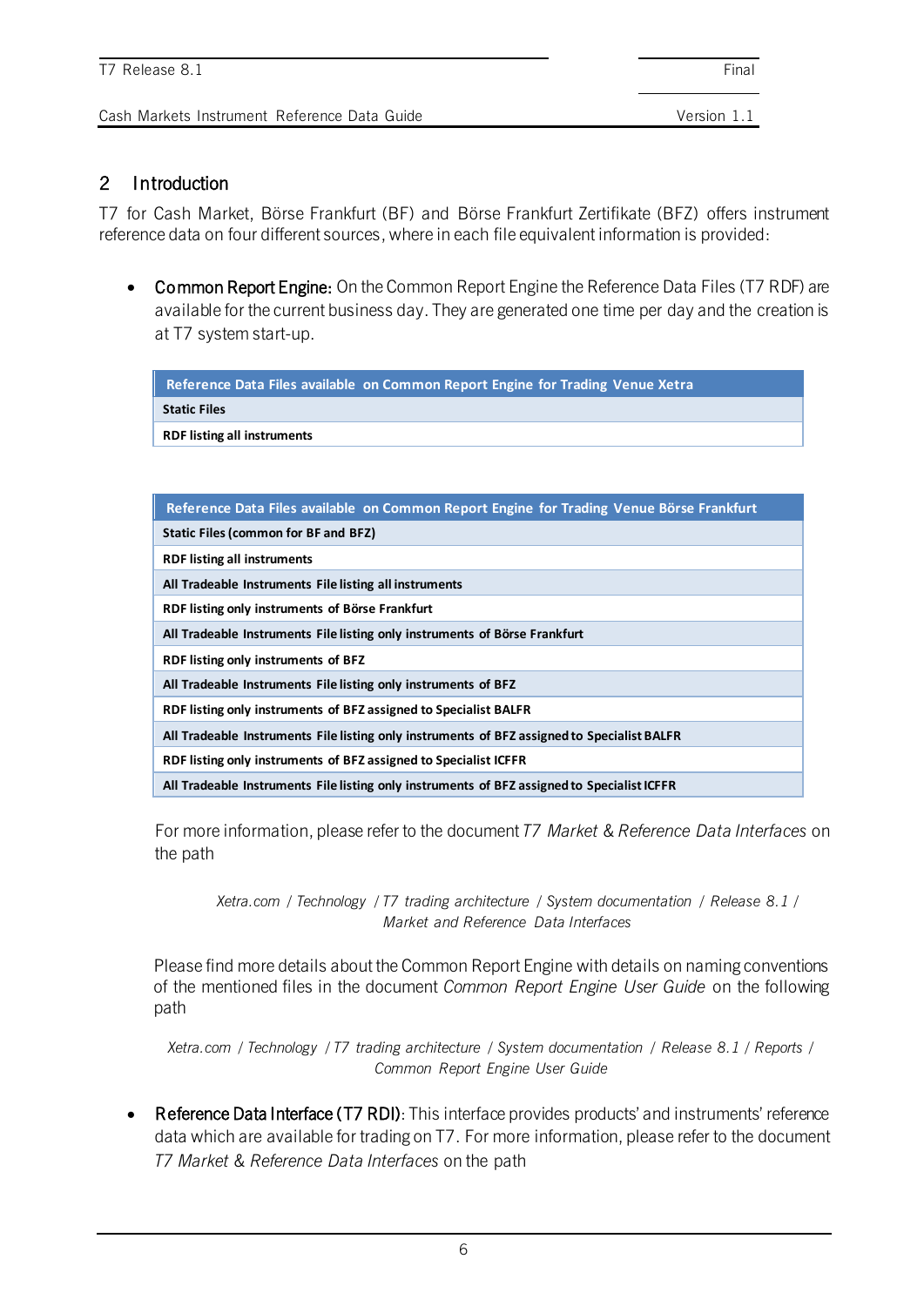## 2 Introduction

T7 for Cash Market, Börse Frankfurt (BF) and Börse Frankfurt Zertifikate (BFZ) offers instrument reference data on four different sources, where in each file equivalent information is provided:

- **Common Report Engine:** On the Common Report Engine the Reference Data Files (T7 RDF) are available for the current business day. They are generated one time per day and the creation is at T7 system start-up.

| Reference Data Files available on Common Report Engine for Trading Venue Xetra |
|---|
| **Static Files** |
| **RDF listing all instruments** |

| Reference Data Files available on Common Report Engine for Trading Venue Börse Frankfurt |
|---|
| **Static Files (common for BF and BFZ)** |
| **RDF listing all instruments** |
| **All Tradeable Instruments File listing all instruments** |
| **RDF listing only instruments of Börse Frankfurt** |
| **All Tradeable Instruments File listing only instruments of Börse Frankfurt** |
| **RDF listing only instruments of BFZ** |
| **All Tradeable Instruments File listing only instruments of BFZ** |
| **RDF listing only instruments of BFZ assigned to Specialist BALFR** |
| **All Tradeable Instruments File listing only instruments of BFZ assigned to Specialist BALFR** |
| **RDF listing only instruments of BFZ assigned to Specialist ICFFR** |
| **All Tradeable Instruments File listing only instruments of BFZ assigned to Specialist ICFFR** |

For more information, please refer to the document *T7 Market & Reference Data Interfaces* on the path

*Xetra.com / Technology / T7 trading architecture / System documentation / Release 8.1 / Market and Reference Data Interfaces*

Please find more details about the Common Report Engine with details on naming conventions of the mentioned files in the document *Common Report Engine User Guide* on the following path

*Xetra.com / Technology / T7 trading architecture / System documentation / Release 8.1 / Reports / Common Report Engine User Guide*

- **Reference Data Interface (T7 RDI)**: This interface provides products' and instruments' reference data which are available for trading on T7. For more information, please refer to the document *T7 Market & Reference Data Interfaces* on the path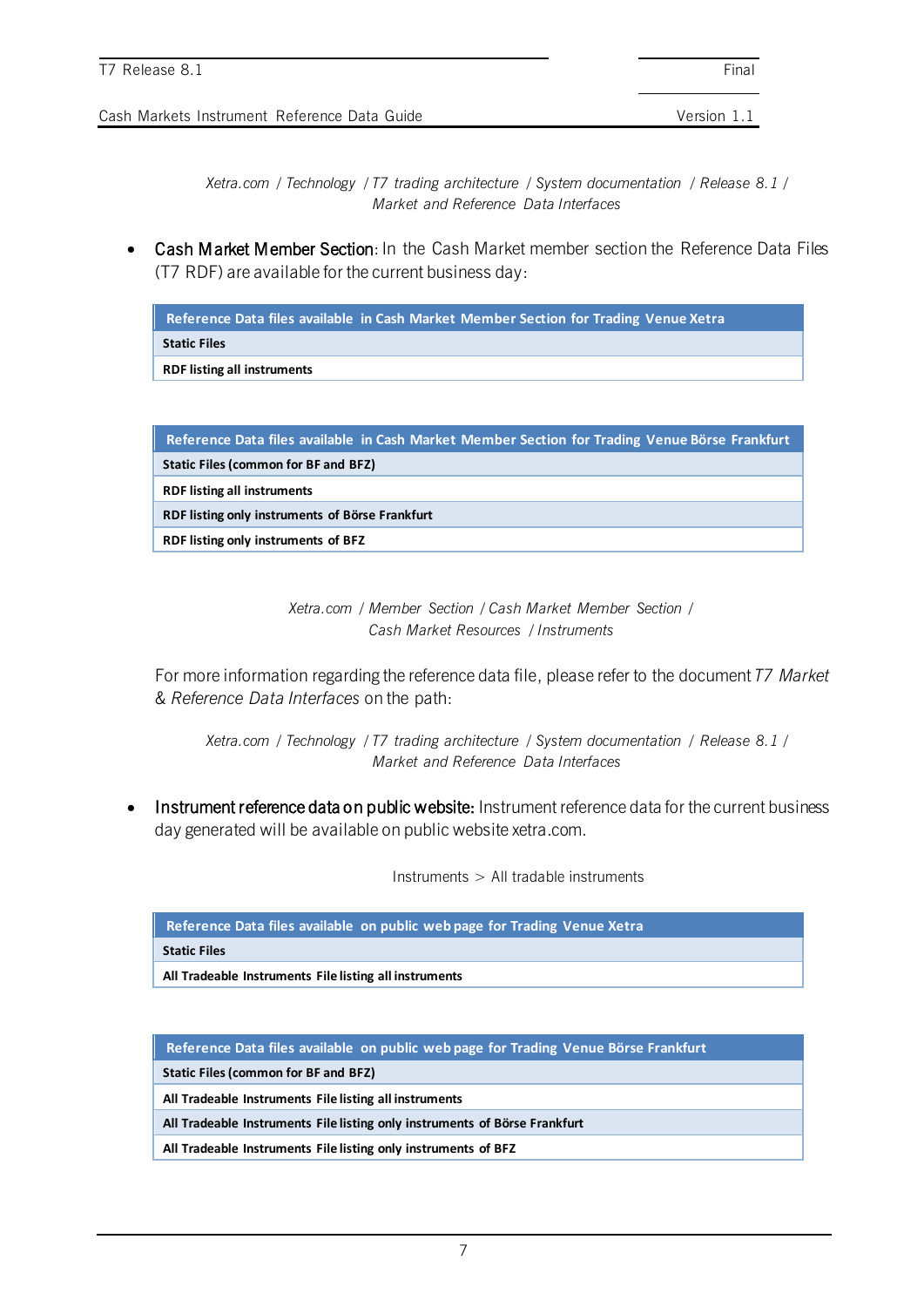*Xetra.com / Technology / T7 trading architecture / System documentation / Release 8.1 / Market and Reference Data Interfaces*

- **Cash Market Member Section**: In the Cash Market member section the Reference Data Files (T7 RDF) are available for the current business day:

| Reference Data files available in Cash Market Member Section for Trading Venue Xetra |
|---|
| **Static Files** |
| **RDF listing all instruments** |

| Reference Data files available in Cash Market Member Section for Trading Venue Börse Frankfurt |
|---|
| **Static Files (common for BF and BFZ)** |
| **RDF listing all instruments** |
| **RDF listing only instruments of Börse Frankfurt** |
| **RDF listing only instruments of BFZ** |

*Xetra.com / Member Section / Cash Market Member Section / Cash Market Resources / Instruments*

For more information regarding the reference data file, please refer to the document *T7 Market & Reference Data Interfaces* on the path:

*Xetra.com / Technology / T7 trading architecture / System documentation / Release 8.1 / Market and Reference Data Interfaces*

- **Instrument reference data on public website:** Instrument reference data for the current business day generated will be available on public website xetra.com.

Instruments > All tradable instruments

| Reference Data files available on public web page for Trading Venue Xetra |
|---|
| **Static Files** |
| **All Tradeable Instruments File listing all instruments** |

| Reference Data files available on public web page for Trading Venue Börse Frankfurt |
|---|
| **Static Files (common for BF and BFZ)** |
| **All Tradeable Instruments File listing all instruments** |
| **All Tradeable Instruments File listing only instruments of Börse Frankfurt** |
| **All Tradeable Instruments File listing only instruments of BFZ** |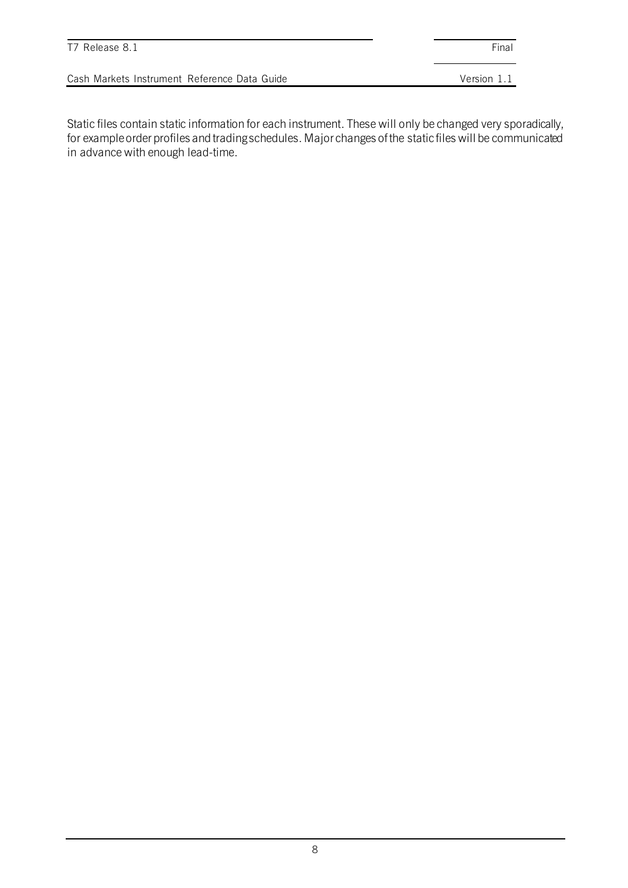Static files contain static information for each instrument. These will only be changed very sporadically, for example order profiles and trading schedules. Major changes of the static files will be communicated in advance with enough lead-time.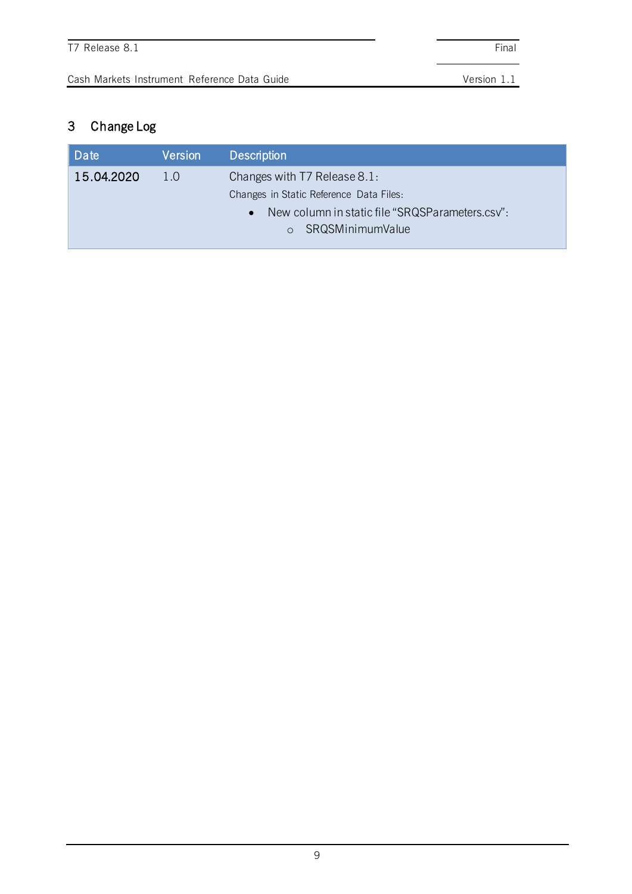# 3 Change Log

| Date | Version | Description |
|---|---|---|
| 15.04.2020 | 1.0 | Changes with T7 Release 8.1:<br>Changes in Static Reference Data Files:<br>• New column in static file "SRQSParameters.csv":<br>  ○ SRQSMinimumValue |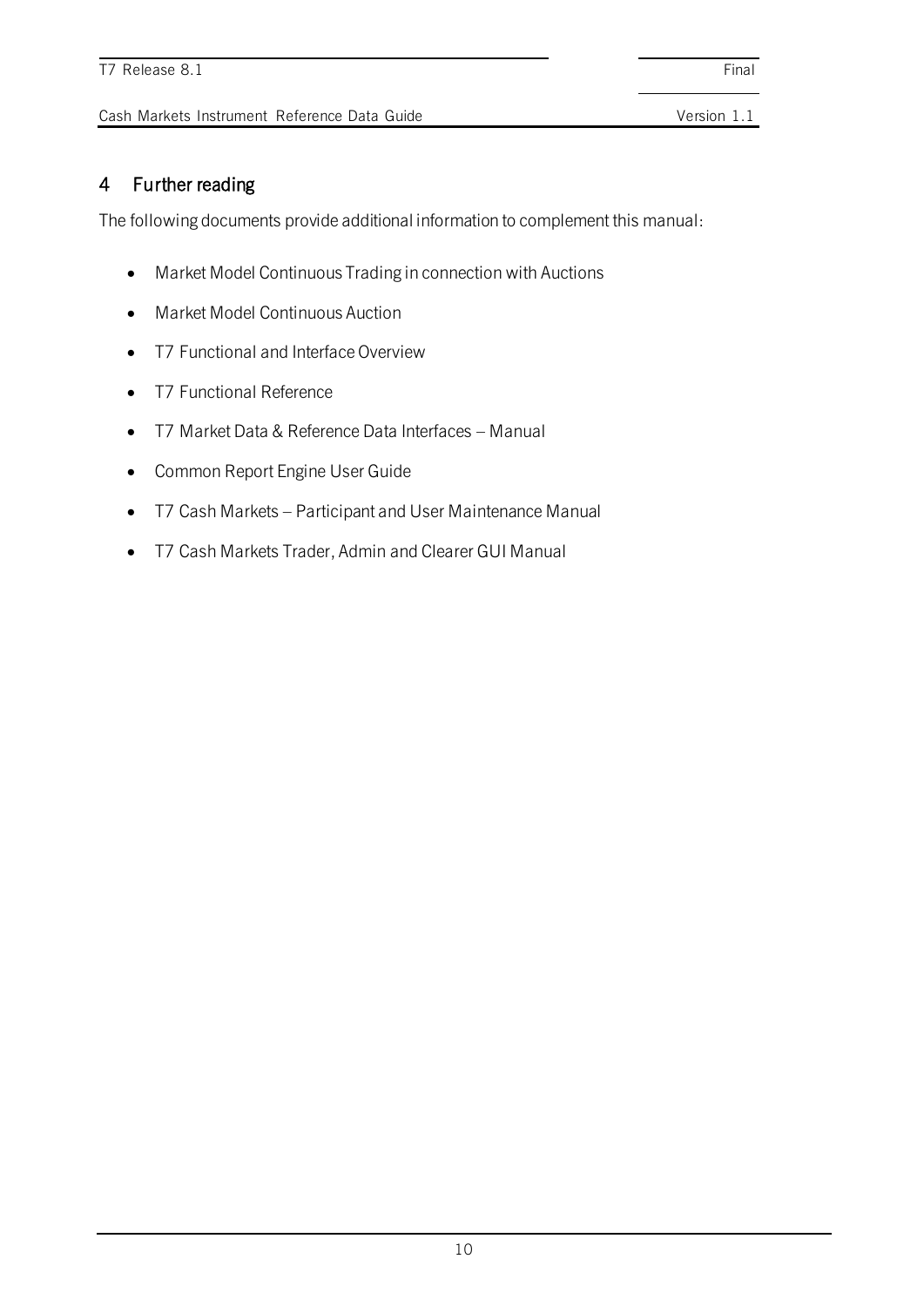# 4 Further reading

The following documents provide additional information to complement this manual:

- Market Model Continuous Trading in connection with Auctions
- Market Model Continuous Auction
- T7 Functional and Interface Overview
- T7 Functional Reference
- T7 Market Data & Reference Data Interfaces – Manual
- Common Report Engine User Guide
- T7 Cash Markets – Participant and User Maintenance Manual
- T7 Cash Markets Trader, Admin and Clearer GUI Manual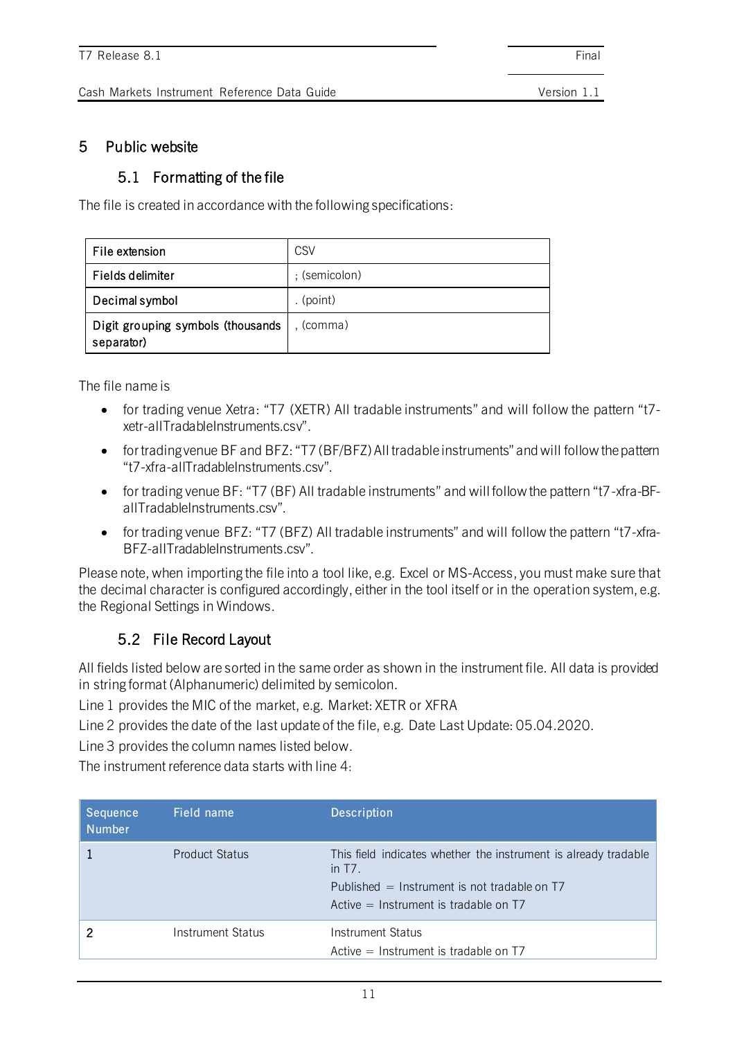# 5 Public website

## 5.1 Formatting of the file

The file is created in accordance with the following specifications:

| File extension | CSV |
|---|---|
| Fields delimiter | ; (semicolon) |
| Decimal symbol | . (point) |
| Digit grouping symbols (thousands separator) | , (comma) |

The file name is

- for trading venue Xetra: "T7 (XETR) All tradable instruments" and will follow the pattern "t7-xetr-allTradableInstruments.csv".
- for trading venue BF and BFZ: "T7 (BF/BFZ) All tradable instruments" and will follow the pattern "t7-xfra-allTradableInstruments.csv".
- for trading venue BF: "T7 (BF) All tradable instruments" and will follow the pattern "t7-xfra-BF-allTradableInstruments.csv".
- for trading venue BFZ: "T7 (BFZ) All tradable instruments" and will follow the pattern "t7-xfra-BFZ-allTradableInstruments.csv".

Please note, when importing the file into a tool like, e.g. Excel or MS-Access, you must make sure that the decimal character is configured accordingly, either in the tool itself or in the operation system, e.g. the Regional Settings in Windows.

## 5.2 File Record Layout

All fields listed below are sorted in the same order as shown in the instrument file. All data is provided in string format (Alphanumeric) delimited by semicolon.

Line 1 provides the MIC of the market, e.g. Market: XETR or XFRA

Line 2 provides the date of the last update of the file, e.g. Date Last Update: 05.04.2020.

Line 3 provides the column names listed below.

The instrument reference data starts with line 4:

| Sequence Number | Field name | Description |
|---|---|---|
| 1 | Product Status | This field indicates whether the instrument is already tradable in T7.<br>Published = Instrument is not tradable on T7<br>Active = Instrument is tradable on T7 |
| 2 | Instrument Status | Instrument Status<br>Active = Instrument is tradable on T7 |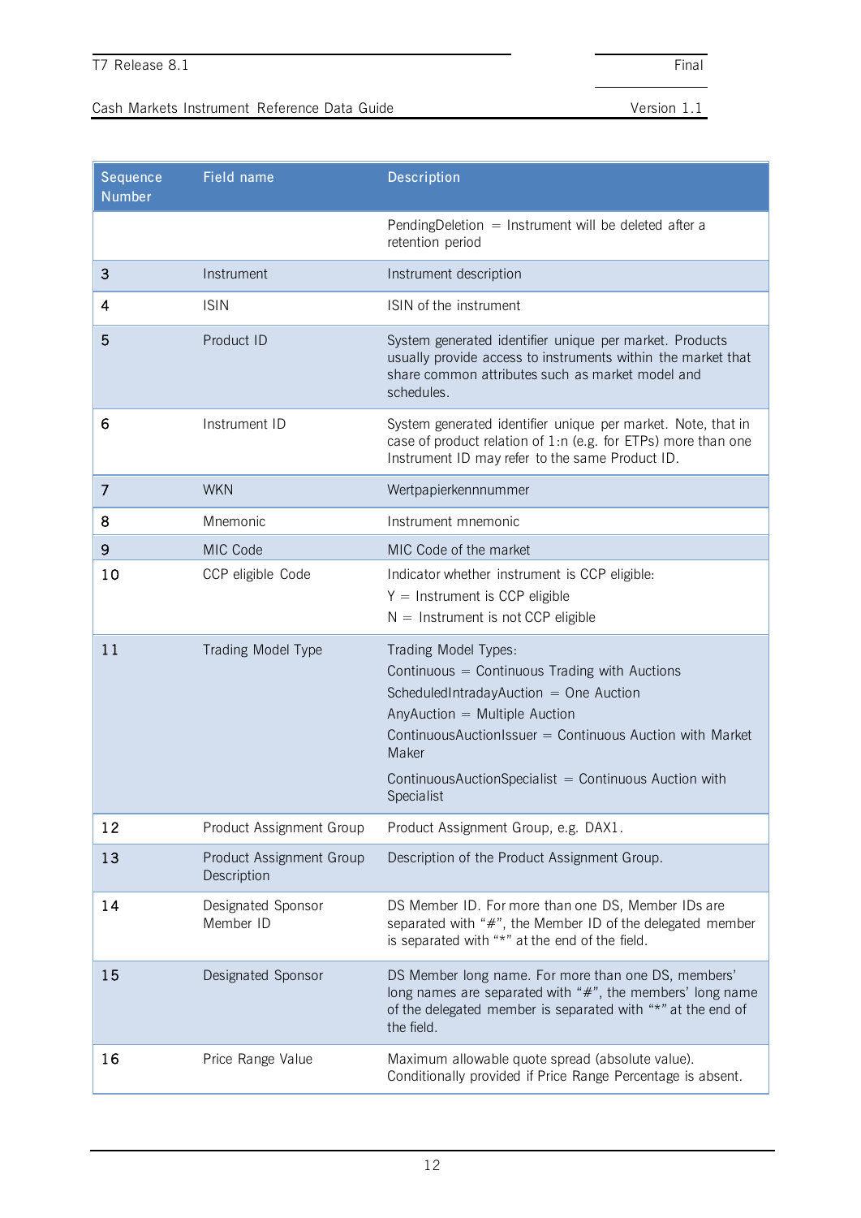| Sequence Number | Field name | Description |
|---|---|---|
| | | PendingDeletion = Instrument will be deleted after a retention period |
| 3 | Instrument | Instrument description |
| 4 | ISIN | ISIN of the instrument |
| 5 | Product ID | System generated identifier unique per market. Products usually provide access to instruments within the market that share common attributes such as market model and schedules. |
| 6 | Instrument ID | System generated identifier unique per market. Note, that in case of product relation of 1:n (e.g. for ETPs) more than one Instrument ID may refer to the same Product ID. |
| 7 | WKN | Wertpapierkennnummer |
| 8 | Mnemonic | Instrument mnemonic |
| 9 | MIC Code | MIC Code of the market |
| 10 | CCP eligible Code | Indicator whether instrument is CCP eligible:<br>Y = Instrument is CCP eligible<br>N = Instrument is not CCP eligible |
| 11 | Trading Model Type | Trading Model Types:<br>Continuous = Continuous Trading with Auctions<br>ScheduledIntradayAuction = One Auction<br>AnyAuction = Multiple Auction<br>ContinuousAuctionIssuer = Continuous Auction with Market Maker<br>ContinuousAuctionSpecialist = Continuous Auction with Specialist |
| 12 | Product Assignment Group | Product Assignment Group, e.g. DAX1. |
| 13 | Product Assignment Group Description | Description of the Product Assignment Group. |
| 14 | Designated Sponsor Member ID | DS Member ID. For more than one DS, Member IDs are separated with "#", the Member ID of the delegated member is separated with "*" at the end of the field. |
| 15 | Designated Sponsor | DS Member long name. For more than one DS, members' long names are separated with "#", the members' long name of the delegated member is separated with "*" at the end of the field. |
| 16 | Price Range Value | Maximum allowable quote spread (absolute value). Conditionally provided if Price Range Percentage is absent. |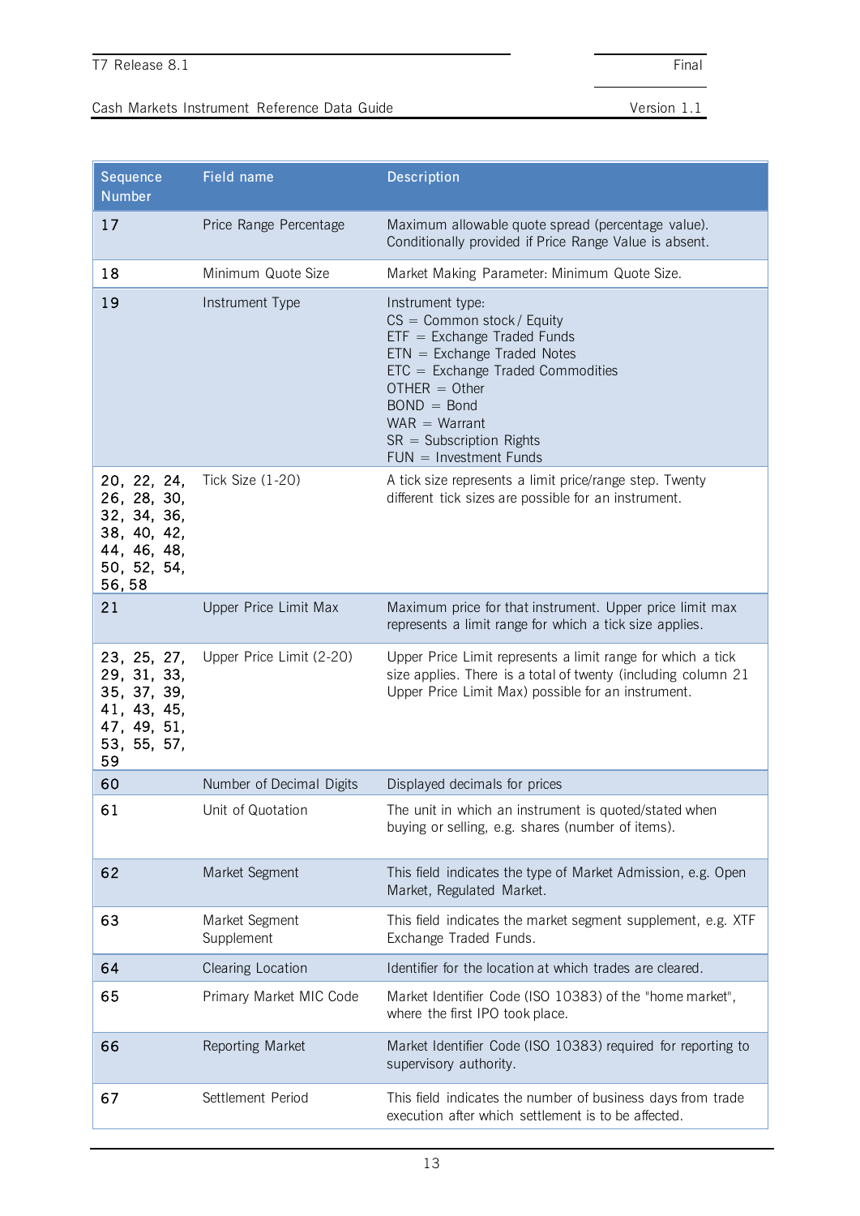| Sequence Number | Field name | Description |
|---|---|---|
| 17 | Price Range Percentage | Maximum allowable quote spread (percentage value). Conditionally provided if Price Range Value is absent. |
| 18 | Minimum Quote Size | Market Making Parameter: Minimum Quote Size. |
| 19 | Instrument Type | Instrument type:<br>CS = Common stock / Equity<br>ETF = Exchange Traded Funds<br>ETN = Exchange Traded Notes<br>ETC = Exchange Traded Commodities<br>OTHER = Other<br>BOND = Bond<br>WAR = Warrant<br>SR = Subscription Rights<br>FUN = Investment Funds |
| 20, 22, 24, 26, 28, 30, 32, 34, 36, 38, 40, 42, 44, 46, 48, 50, 52, 54, 56, 58 | Tick Size (1-20) | A tick size represents a limit price/range step. Twenty different tick sizes are possible for an instrument. |
| 21 | Upper Price Limit Max | Maximum price for that instrument. Upper price limit max represents a limit range for which a tick size applies. |
| 23, 25, 27, 29, 31, 33, 35, 37, 39, 41, 43, 45, 47, 49, 51, 53, 55, 57, 59 | Upper Price Limit (2-20) | Upper Price Limit represents a limit range for which a tick size applies. There is a total of twenty (including column 21 Upper Price Limit Max) possible for an instrument. |
| 60 | Number of Decimal Digits | Displayed decimals for prices |
| 61 | Unit of Quotation | The unit in which an instrument is quoted/stated when buying or selling, e.g. shares (number of items). |
| 62 | Market Segment | This field indicates the type of Market Admission, e.g. Open Market, Regulated Market. |
| 63 | Market Segment Supplement | This field indicates the market segment supplement, e.g. XTF Exchange Traded Funds. |
| 64 | Clearing Location | Identifier for the location at which trades are cleared. |
| 65 | Primary Market MIC Code | Market Identifier Code (ISO 10383) of the "home market", where the first IPO took place. |
| 66 | Reporting Market | Market Identifier Code (ISO 10383) required for reporting to supervisory authority. |
| 67 | Settlement Period | This field indicates the number of business days from trade execution after which settlement is to be affected. |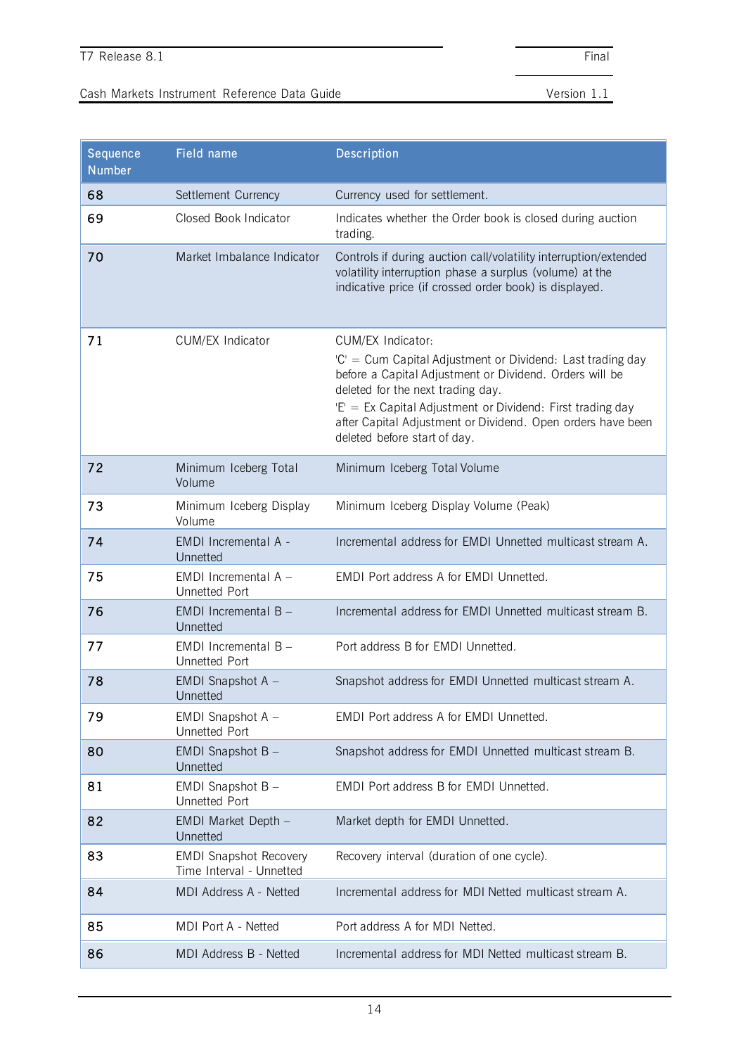| Sequence Number | Field name | Description |
|---|---|---|
| 68 | Settlement Currency | Currency used for settlement. |
| 69 | Closed Book Indicator | Indicates whether the Order book is closed during auction trading. |
| 70 | Market Imbalance Indicator | Controls if during auction call/volatility interruption/extended volatility interruption phase a surplus (volume) at the indicative price (if crossed order book) is displayed. |
| 71 | CUM/EX Indicator | CUM/EX Indicator:<br>'C' = Cum Capital Adjustment or Dividend: Last trading day before a Capital Adjustment or Dividend. Orders will be deleted for the next trading day.<br>'E' = Ex Capital Adjustment or Dividend: First trading day after Capital Adjustment or Dividend. Open orders have been deleted before start of day. |
| 72 | Minimum Iceberg Total Volume | Minimum Iceberg Total Volume |
| 73 | Minimum Iceberg Display Volume | Minimum Iceberg Display Volume (Peak) |
| 74 | EMDI Incremental A - Unnetted | Incremental address for EMDI Unnetted multicast stream A. |
| 75 | EMDI Incremental A – Unnetted Port | EMDI Port address A for EMDI Unnetted. |
| 76 | EMDI Incremental B – Unnetted | Incremental address for EMDI Unnetted multicast stream B. |
| 77 | EMDI Incremental B – Unnetted Port | Port address B for EMDI Unnetted. |
| 78 | EMDI Snapshot A – Unnetted | Snapshot address for EMDI Unnetted multicast stream A. |
| 79 | EMDI Snapshot A – Unnetted Port | EMDI Port address A for EMDI Unnetted. |
| 80 | EMDI Snapshot B – Unnetted | Snapshot address for EMDI Unnetted multicast stream B. |
| 81 | EMDI Snapshot B – Unnetted Port | EMDI Port address B for EMDI Unnetted. |
| 82 | EMDI Market Depth – Unnetted | Market depth for EMDI Unnetted. |
| 83 | EMDI Snapshot Recovery Time Interval - Unnetted | Recovery interval (duration of one cycle). |
| 84 | MDI Address A - Netted | Incremental address for MDI Netted multicast stream A. |
| 85 | MDI Port A - Netted | Port address A for MDI Netted. |
| 86 | MDI Address B - Netted | Incremental address for MDI Netted multicast stream B. |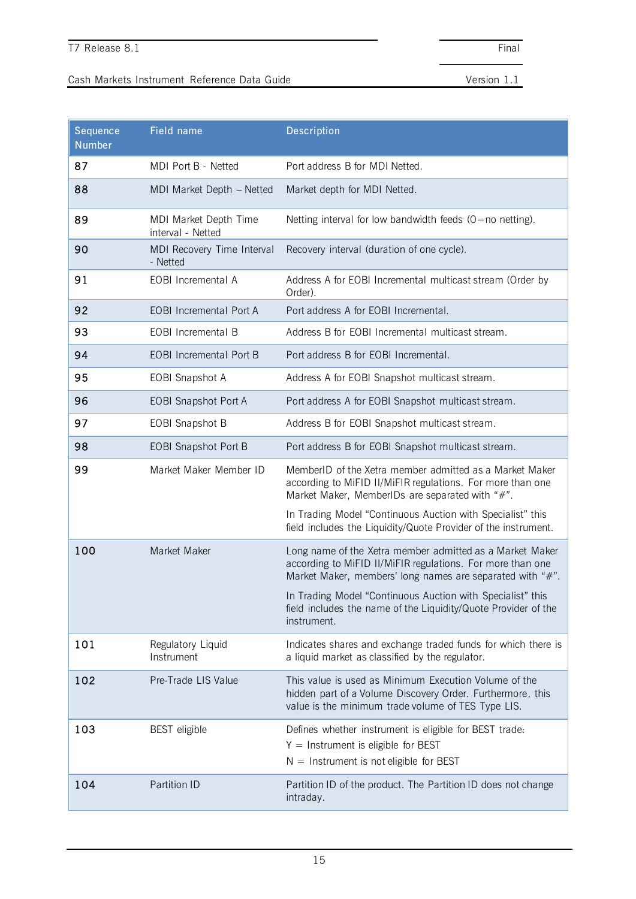| Sequence Number | Field name | Description |
|---|---|---|
| 87 | MDI Port B - Netted | Port address B for MDI Netted. |
| 88 | MDI Market Depth – Netted | Market depth for MDI Netted. |
| 89 | MDI Market Depth Time interval - Netted | Netting interval for low bandwidth feeds (0=no netting). |
| 90 | MDI Recovery Time Interval - Netted | Recovery interval (duration of one cycle). |
| 91 | EOBI Incremental A | Address A for EOBI Incremental multicast stream (Order by Order). |
| 92 | EOBI Incremental Port A | Port address A for EOBI Incremental. |
| 93 | EOBI Incremental B | Address B for EOBI Incremental multicast stream. |
| 94 | EOBI Incremental Port B | Port address B for EOBI Incremental. |
| 95 | EOBI Snapshot A | Address A for EOBI Snapshot multicast stream. |
| 96 | EOBI Snapshot Port A | Port address A for EOBI Snapshot multicast stream. |
| 97 | EOBI Snapshot B | Address B for EOBI Snapshot multicast stream. |
| 98 | EOBI Snapshot Port B | Port address B for EOBI Snapshot multicast stream. |
| 99 | Market Maker Member ID | MemberID of the Xetra member admitted as a Market Maker according to MiFID II/MiFIR regulations. For more than one Market Maker, MemberIDs are separated with "#".<br><br>In Trading Model "Continuous Auction with Specialist" this field includes the Liquidity/Quote Provider of the instrument. |
| 100 | Market Maker | Long name of the Xetra member admitted as a Market Maker according to MiFID II/MiFIR regulations. For more than one Market Maker, members' long names are separated with "#".<br><br>In Trading Model "Continuous Auction with Specialist" this field includes the name of the Liquidity/Quote Provider of the instrument. |
| 101 | Regulatory Liquid Instrument | Indicates shares and exchange traded funds for which there is a liquid market as classified by the regulator. |
| 102 | Pre-Trade LIS Value | This value is used as Minimum Execution Volume of the hidden part of a Volume Discovery Order. Furthermore, this value is the minimum trade volume of TES Type LIS. |
| 103 | BEST eligible | Defines whether instrument is eligible for BEST trade:<br>Y = Instrument is eligible for BEST<br>N = Instrument is not eligible for BEST |
| 104 | Partition ID | Partition ID of the product. The Partition ID does not change intraday. |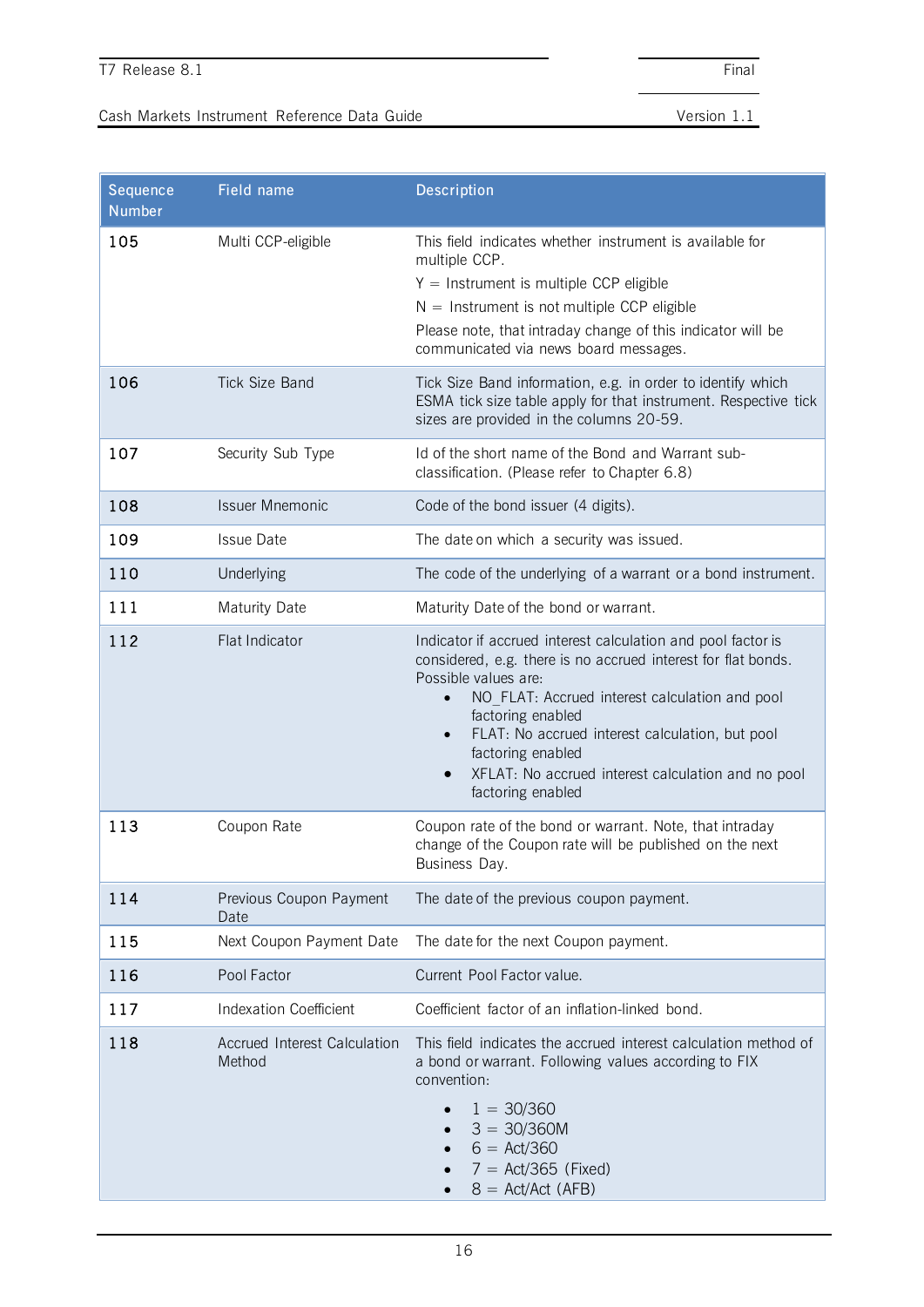| Sequence Number | Field name | Description |
|---|---|---|
| 105 | Multi CCP-eligible | This field indicates whether instrument is available for multiple CCP.<br>Y = Instrument is multiple CCP eligible<br>N = Instrument is not multiple CCP eligible<br>Please note, that intraday change of this indicator will be communicated via news board messages. |
| 106 | Tick Size Band | Tick Size Band information, e.g. in order to identify which ESMA tick size table apply for that instrument. Respective tick sizes are provided in the columns 20-59. |
| 107 | Security Sub Type | Id of the short name of the Bond and Warrant sub-classification. (Please refer to Chapter 6.8) |
| 108 | Issuer Mnemonic | Code of the bond issuer (4 digits). |
| 109 | Issue Date | The date on which a security was issued. |
| 110 | Underlying | The code of the underlying of a warrant or a bond instrument. |
| 111 | Maturity Date | Maturity Date of the bond or warrant. |
| 112 | Flat Indicator | Indicator if accrued interest calculation and pool factor is considered, e.g. there is no accrued interest for flat bonds. Possible values are:<br>• NO_FLAT: Accrued interest calculation and pool factoring enabled<br>• FLAT: No accrued interest calculation, but pool factoring enabled<br>• XFLAT: No accrued interest calculation and no pool factoring enabled |
| 113 | Coupon Rate | Coupon rate of the bond or warrant. Note, that intraday change of the Coupon rate will be published on the next Business Day. |
| 114 | Previous Coupon Payment Date | The date of the previous coupon payment. |
| 115 | Next Coupon Payment Date | The date for the next Coupon payment. |
| 116 | Pool Factor | Current Pool Factor value. |
| 117 | Indexation Coefficient | Coefficient factor of an inflation-linked bond. |
| 118 | Accrued Interest Calculation Method | This field indicates the accrued interest calculation method of a bond or warrant. Following values according to FIX convention:<br>• 1 = 30/360<br>• 3 = 30/360M<br>• 6 = Act/360<br>• 7 = Act/365 (Fixed)<br>• 8 = Act/Act (AFB) |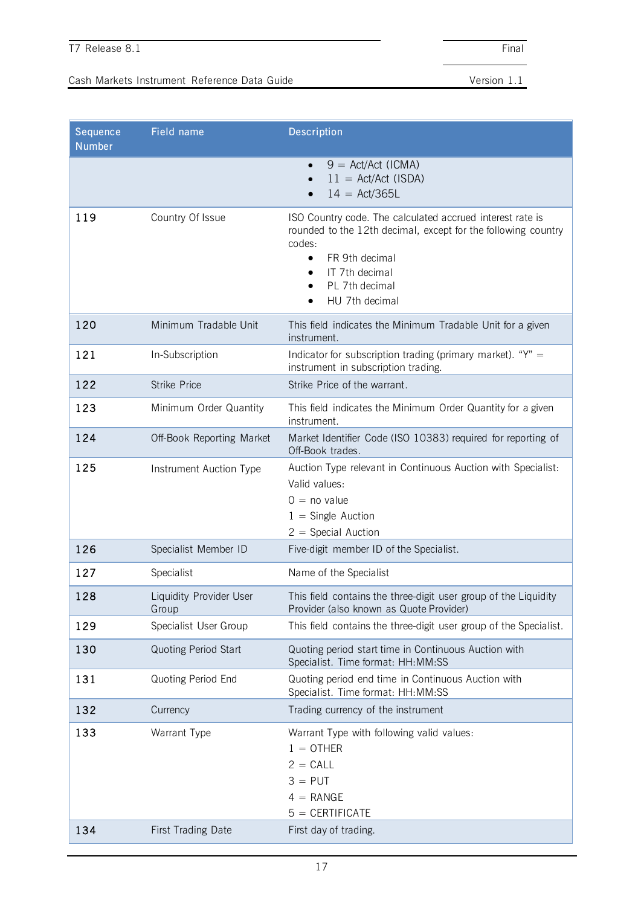| Sequence Number | Field name | Description |
|---|---|---|
| | | • 9 = Act/Act (ICMA)<br>• 11 = Act/Act (ISDA)<br>• 14 = Act/365L |
| 119 | Country Of Issue | ISO Country code. The calculated accrued interest rate is rounded to the 12th decimal, except for the following country codes:<br>• FR 9th decimal<br>• IT 7th decimal<br>• PL 7th decimal<br>• HU 7th decimal |
| 120 | Minimum Tradable Unit | This field indicates the Minimum Tradable Unit for a given instrument. |
| 121 | In-Subscription | Indicator for subscription trading (primary market). “Y” = instrument in subscription trading. |
| 122 | Strike Price | Strike Price of the warrant. |
| 123 | Minimum Order Quantity | This field indicates the Minimum Order Quantity for a given instrument. |
| 124 | Off-Book Reporting Market | Market Identifier Code (ISO 10383) required for reporting of Off-Book trades. |
| 125 | Instrument Auction Type | Auction Type relevant in Continuous Auction with Specialist:<br>Valid values:<br>0 = no value<br>1 = Single Auction<br>2 = Special Auction |
| 126 | Specialist Member ID | Five-digit member ID of the Specialist. |
| 127 | Specialist | Name of the Specialist |
| 128 | Liquidity Provider User Group | This field contains the three-digit user group of the Liquidity Provider (also known as Quote Provider) |
| 129 | Specialist User Group | This field contains the three-digit user group of the Specialist. |
| 130 | Quoting Period Start | Quoting period start time in Continuous Auction with Specialist. Time format: HH:MM:SS |
| 131 | Quoting Period End | Quoting period end time in Continuous Auction with Specialist. Time format: HH:MM:SS |
| 132 | Currency | Trading currency of the instrument |
| 133 | Warrant Type | Warrant Type with following valid values:<br>1 = OTHER<br>2 = CALL<br>3 = PUT<br>4 = RANGE<br>5 = CERTIFICATE |
| 134 | First Trading Date | First day of trading. |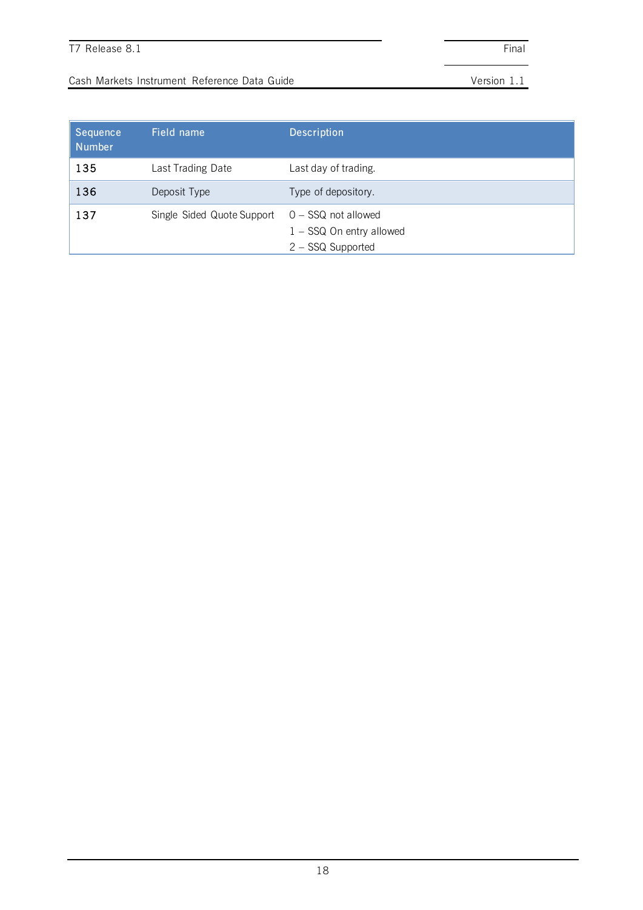| Sequence Number | Field name | Description |
|---|---|---|
| 135 | Last Trading Date | Last day of trading. |
| 136 | Deposit Type | Type of depository. |
| 137 | Single Sided Quote Support | 0 – SSQ not allowed<br>1 – SSQ On entry allowed<br>2 – SSQ Supported |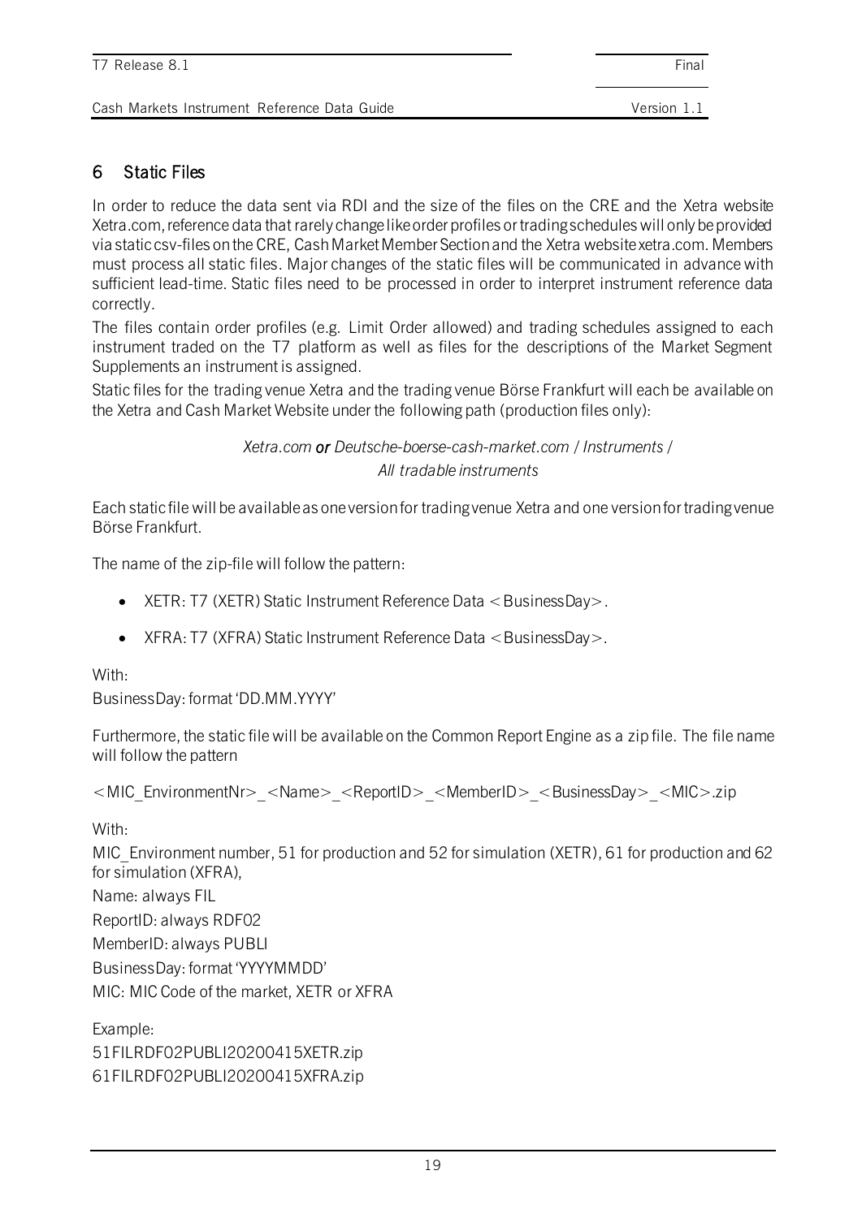# 6 Static Files

In order to reduce the data sent via RDI and the size of the files on the CRE and the Xetra website Xetra.com, reference data that rarely change like order profiles or trading schedules will only be provided via static csv-files on the CRE, Cash Market Member Section and the Xetra website xetra.com. Members must process all static files. Major changes of the static files will be communicated in advance with sufficient lead-time. Static files need to be processed in order to interpret instrument reference data correctly.

The files contain order profiles (e.g. Limit Order allowed) and trading schedules assigned to each instrument traded on the T7 platform as well as files for the descriptions of the Market Segment Supplements an instrument is assigned.

Static files for the trading venue Xetra and the trading venue Börse Frankfurt will each be available on the Xetra and Cash Market Website under the following path (production files only):

*Xetra.com* ***or*** *Deutsche-boerse-cash-market.com / Instruments / All tradable instruments*

Each static file will be available as one version for trading venue Xetra and one version for trading venue Börse Frankfurt.

The name of the zip-file will follow the pattern:

- XETR: T7 (XETR) Static Instrument Reference Data <BusinessDay>.
- XFRA: T7 (XFRA) Static Instrument Reference Data <BusinessDay>.

With:
BusinessDay: format 'DD.MM.YYYY'

Furthermore, the static file will be available on the Common Report Engine as a zip file. The file name will follow the pattern

<MIC_EnvironmentNr>_<Name>_<ReportID>_<MemberID>_<BusinessDay>_<MIC>.zip

With:
MIC_Environment number, 51 for production and 52 for simulation (XETR), 61 for production and 62 for simulation (XFRA),
Name: always FIL
ReportID: always RDF02
MemberID: always PUBLI
BusinessDay: format 'YYYYMMDD'
MIC: MIC Code of the market, XETR or XFRA

Example:
51FILRDF02PUBLI20200415XETR.zip
61FILRDF02PUBLI20200415XFRA.zip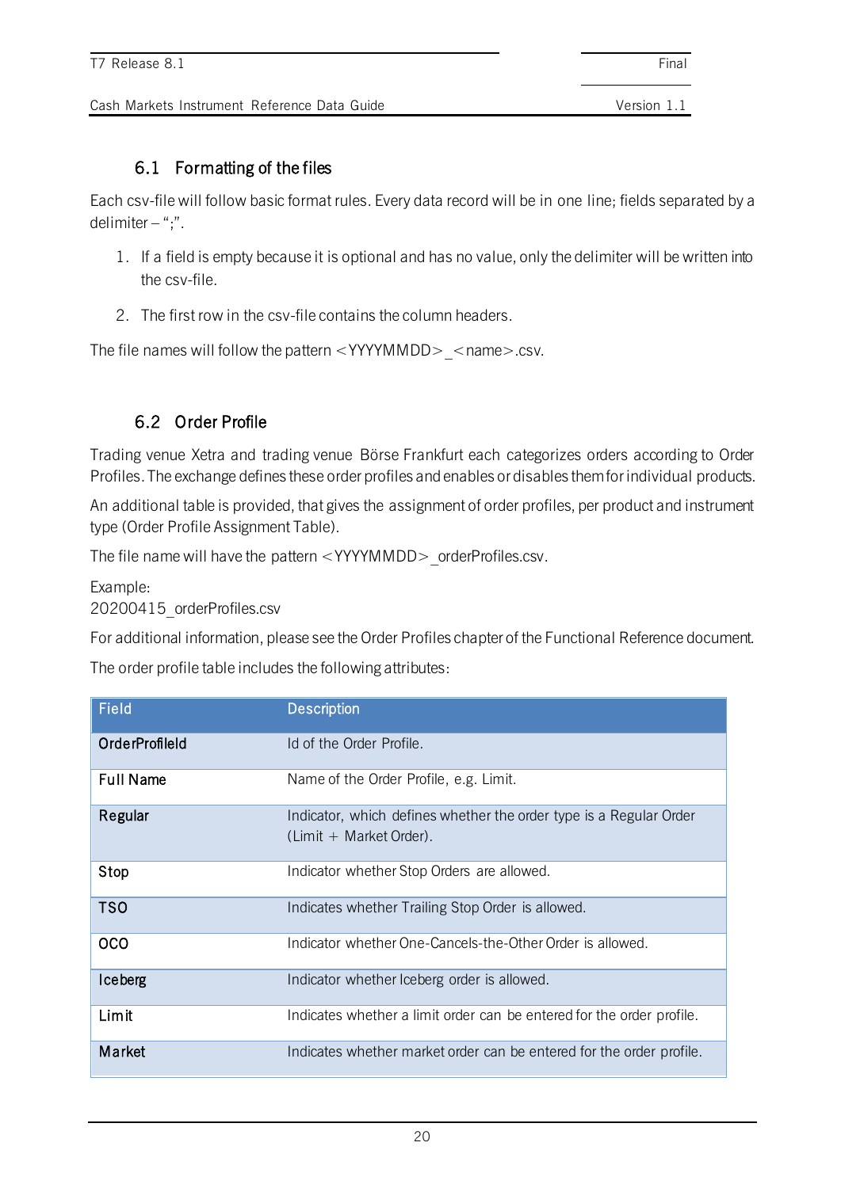## 6.1 Formatting of the files

Each csv-file will follow basic format rules. Every data record will be in one line; fields separated by a delimiter – “;”.

1. If a field is empty because it is optional and has no value, only the delimiter will be written into the csv-file.
2. The first row in the csv-file contains the column headers.

The file names will follow the pattern <YYYYMMDD>_<name>.csv.

## 6.2 Order Profile

Trading venue Xetra and trading venue Börse Frankfurt each categorizes orders according to Order Profiles. The exchange defines these order profiles and enables or disables them for individual products.

An additional table is provided, that gives the assignment of order profiles, per product and instrument type (Order Profile Assignment Table).

The file name will have the pattern <YYYYMMDD>_orderProfiles.csv.

Example:
20200415_orderProfiles.csv

For additional information, please see the Order Profiles chapter of the Functional Reference document.

The order profile table includes the following attributes:

| Field | Description |
|---|---|
| OrderProfileId | Id of the Order Profile. |
| Full Name | Name of the Order Profile, e.g. Limit. |
| Regular | Indicator, which defines whether the order type is a Regular Order (Limit + Market Order). |
| Stop | Indicator whether Stop Orders are allowed. |
| TSO | Indicates whether Trailing Stop Order is allowed. |
| OCO | Indicator whether One-Cancels-the-Other Order is allowed. |
| Iceberg | Indicator whether Iceberg order is allowed. |
| Limit | Indicates whether a limit order can be entered for the order profile. |
| Market | Indicates whether market order can be entered for the order profile. |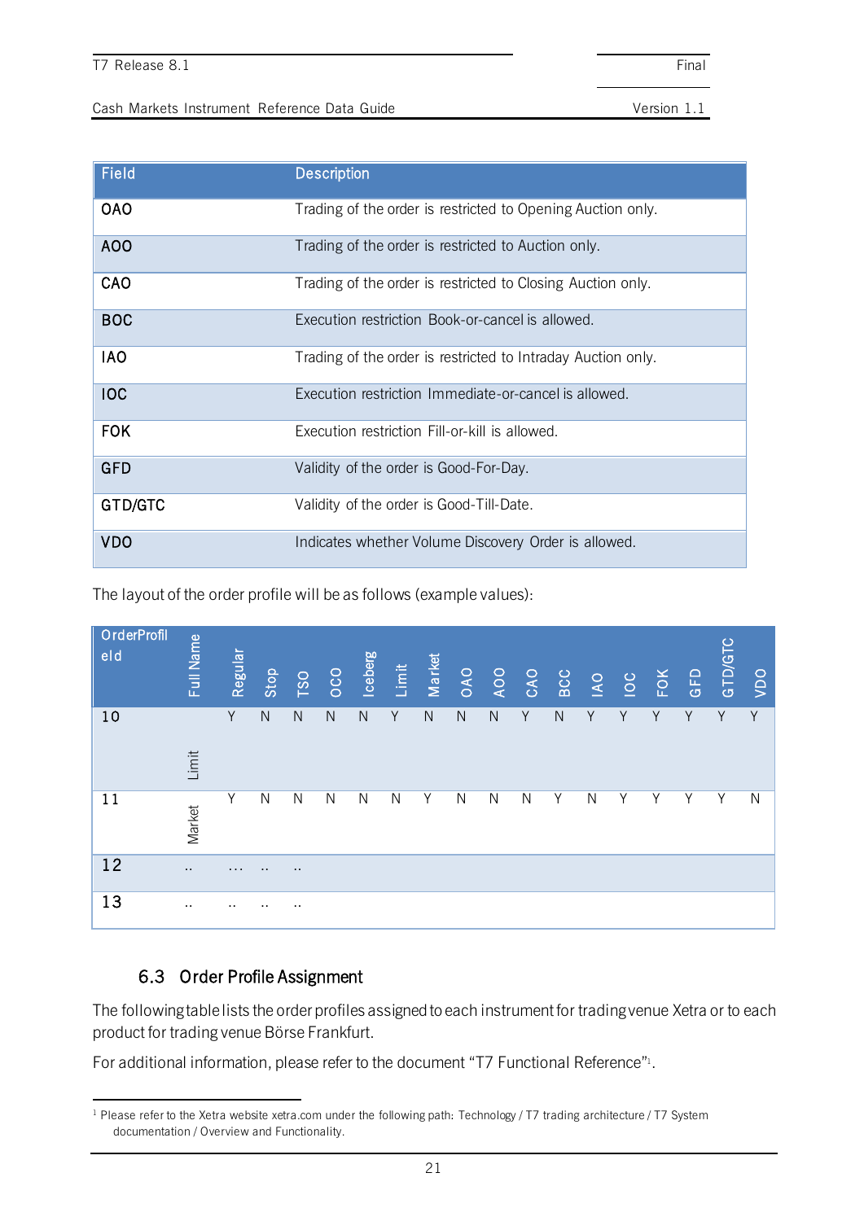| Field | Description |
|---|---|
| OAO | Trading of the order is restricted to Opening Auction only. |
| AOO | Trading of the order is restricted to Auction only. |
| CAO | Trading of the order is restricted to Closing Auction only. |
| BOC | Execution restriction Book-or-cancel is allowed. |
| IAO | Trading of the order is restricted to Intraday Auction only. |
| IOC | Execution restriction Immediate-or-cancel is allowed. |
| FOK | Execution restriction Fill-or-kill is allowed. |
| GFD | Validity of the order is Good-For-Day. |
| GTD/GTC | Validity of the order is Good-Till-Date. |
| VDO | Indicates whether Volume Discovery Order is allowed. |

The layout of the order profile will be as follows (example values):

| OrderProfileld | Full Name | Regular | Stop | TSO | OCO | Iceberg | Limit | Market | OAO | AOO | CAO | BCC | IAO | IOC | FOK | GFD | GTD/GTC | VDO |
|---|---|---|---|---|---|---|---|---|---|---|---|---|---|---|---|---|---|---|
| 10 | Limit | Y | N | N | N | N | Y | N | N | N | Y | N | Y | Y | Y | Y | Y | Y |
| 11 | Market | Y | N | N | N | N | N | Y | N | N | N | Y | N | Y | Y | Y | Y | N |
| 12 | .. | ... | .. | .. | | | | | | | | | | | | | | |
| 13 | .. | .. | .. | .. | | | | | | | | | | | | | | |

## 6.3 Order Profile Assignment

The following table lists the order profiles assigned to each instrument for trading venue Xetra or to each product for trading venue Börse Frankfurt.

For additional information, please refer to the document "T7 Functional Reference"[1].

[1] Please refer to the Xetra website xetra.com under the following path: Technology / T7 trading architecture / T7 System documentation / Overview and Functionality.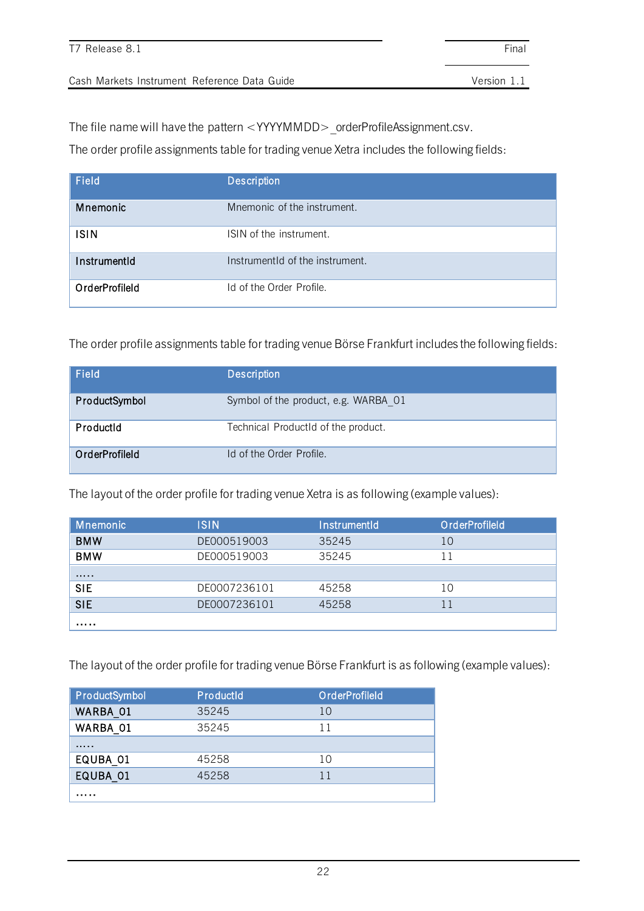The file name will have the pattern <YYYYMMDD>_orderProfileAssignment.csv.

The order profile assignments table for trading venue Xetra includes the following fields:

| Field | Description |
|---|---|
| **Mnemonic** | Mnemonic of the instrument. |
| **ISIN** | ISIN of the instrument. |
| **InstrumentId** | InstrumentId of the instrument. |
| **OrderProfileId** | Id of the Order Profile. |

The order profile assignments table for trading venue Börse Frankfurt includes the following fields:

| Field | Description |
|---|---|
| **ProductSymbol** | Symbol of the product, e.g. WARBA_01 |
| **ProductId** | Technical ProductId of the product. |
| **OrderProfileId** | Id of the Order Profile. |

The layout of the order profile for trading venue Xetra is as following (example values):

| Mnemonic | ISIN | InstrumentId | OrderProfileId |
|---|---|---|---|
| **BMW** | DE000519003 | 35245 | 10 |
| **BMW** | DE000519003 | 35245 | 11 |
| ..... | | | |
| **SIE** | DE0007236101 | 45258 | 10 |
| **SIE** | DE0007236101 | 45258 | 11 |
| ..... | | | |

The layout of the order profile for trading venue Börse Frankfurt is as following (example values):

| ProductSymbol | ProductId | OrderProfileId |
|---|---|---|
| **WARBA_01** | 35245 | 10 |
| **WARBA_01** | 35245 | 11 |
| ..... | | |
| **EQUBA_01** | 45258 | 10 |
| **EQUBA_01** | 45258 | 11 |
| ..... | | |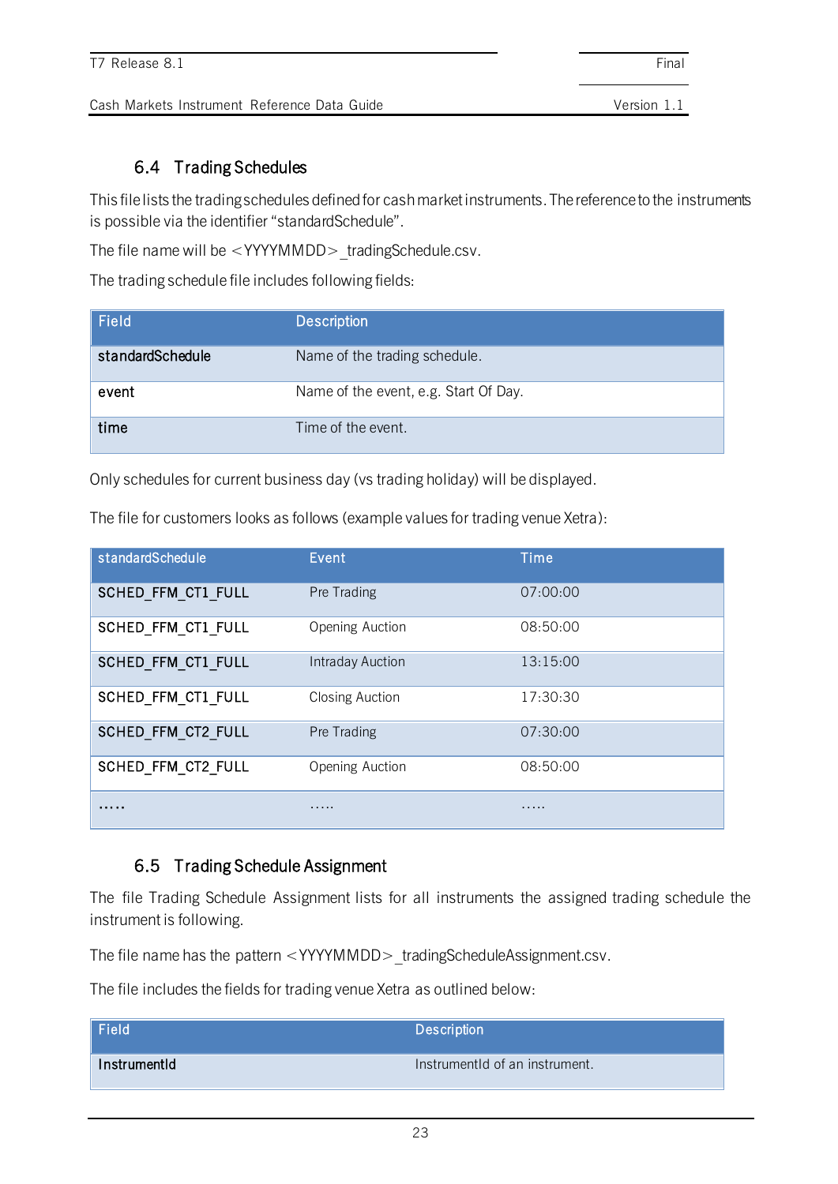## 6.4 Trading Schedules

This file lists the trading schedules defined for cash market instruments. The reference to the instruments is possible via the identifier "standardSchedule".

The file name will be <YYYYMMDD>_tradingSchedule.csv.

The trading schedule file includes following fields:

| Field | Description |
|---|---|
| standardSchedule | Name of the trading schedule. |
| event | Name of the event, e.g. Start Of Day. |
| time | Time of the event. |

Only schedules for current business day (vs trading holiday) will be displayed.

The file for customers looks as follows (example values for trading venue Xetra):

| standardSchedule | Event | Time |
|---|---|---|
| SCHED_FFM_CT1_FULL | Pre Trading | 07:00:00 |
| SCHED_FFM_CT1_FULL | Opening Auction | 08:50:00 |
| SCHED_FFM_CT1_FULL | Intraday Auction | 13:15:00 |
| SCHED_FFM_CT1_FULL | Closing Auction | 17:30:30 |
| SCHED_FFM_CT2_FULL | Pre Trading | 07:30:00 |
| SCHED_FFM_CT2_FULL | Opening Auction | 08:50:00 |
| ..... | ..... | ..... |

## 6.5 Trading Schedule Assignment

The file Trading Schedule Assignment lists for all instruments the assigned trading schedule the instrument is following.

The file name has the pattern <YYYYMMDD>_tradingScheduleAssignment.csv.

The file includes the fields for trading venue Xetra as outlined below:

| Field | Description |
|---|---|
| InstrumentId | InstrumentId of an instrument. |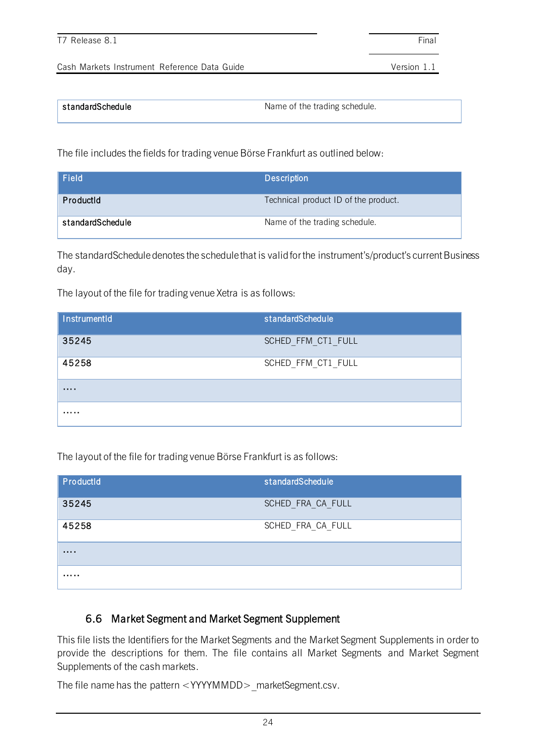| standardSchedule | Name of the trading schedule. |
|---|---|

The file includes the fields for trading venue Börse Frankfurt as outlined below:

| Field | Description |
|---|---|
| ProductId | Technical product ID of the product. |
| standardSchedule | Name of the trading schedule. |

The standardSchedule denotes the schedule that is valid for the instrument's/product's current Business day.

The layout of the file for trading venue Xetra is as follows:

| InstrumentId | standardSchedule |
|---|---|
| 35245 | SCHED_FFM_CT1_FULL |
| 45258 | SCHED_FFM_CT1_FULL |
| .... | |
| ..... | |

The layout of the file for trading venue Börse Frankfurt is as follows:

| ProductId | standardSchedule |
|---|---|
| 35245 | SCHED_FRA_CA_FULL |
| 45258 | SCHED_FRA_CA_FULL |
| .... | |
| ..... | |

## 6.6 Market Segment and Market Segment Supplement

This file lists the Identifiers for the Market Segments and the Market Segment Supplements in order to provide the descriptions for them. The file contains all Market Segments and Market Segment Supplements of the cash markets.

The file name has the pattern <YYYYMMDD>_marketSegment.csv.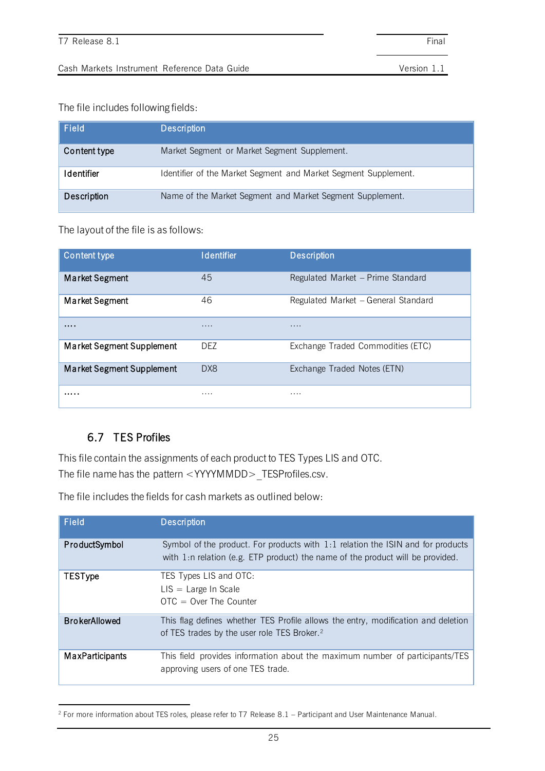The file includes following fields:

| Field | Description |
|---|---|
| **Content type** | Market Segment or Market Segment Supplement. |
| **Identifier** | Identifier of the Market Segment and Market Segment Supplement. |
| **Description** | Name of the Market Segment and Market Segment Supplement. |

The layout of the file is as follows:

| Content type | Identifier | Description |
|---|---|---|
| **Market Segment** | 45 | Regulated Market – Prime Standard |
| **Market Segment** | 46 | Regulated Market – General Standard |
| **....** | .... | .... |
| **Market Segment Supplement** | DEZ | Exchange Traded Commodities (ETC) |
| **Market Segment Supplement** | DX8 | Exchange Traded Notes (ETN) |
| **.....** | .... | .... |

## 6.7 TES Profiles

This file contain the assignments of each product to TES Types LIS and OTC.
The file name has the pattern <YYYYMMDD>_TESProfiles.csv.

The file includes the fields for cash markets as outlined below:

| Field | Description |
|---|---|
| **ProductSymbol** | Symbol of the product. For products with 1:1 relation the ISIN and for products with 1:n relation (e.g. ETP product) the name of the product will be provided. |
| **TESType** | TES Types LIS and OTC:<br>LIS = Large In Scale<br>OTC = Over The Counter |
| **BrokerAllowed** | This flag defines whether TES Profile allows the entry, modification and deletion of TES trades by the user role TES Broker.[2] |
| **MaxParticipants** | This field provides information about the maximum number of participants/TES approving users of one TES trade. |

[2] For more information about TES roles, please refer to T7 Release 8.1 – Participant and User Maintenance Manual.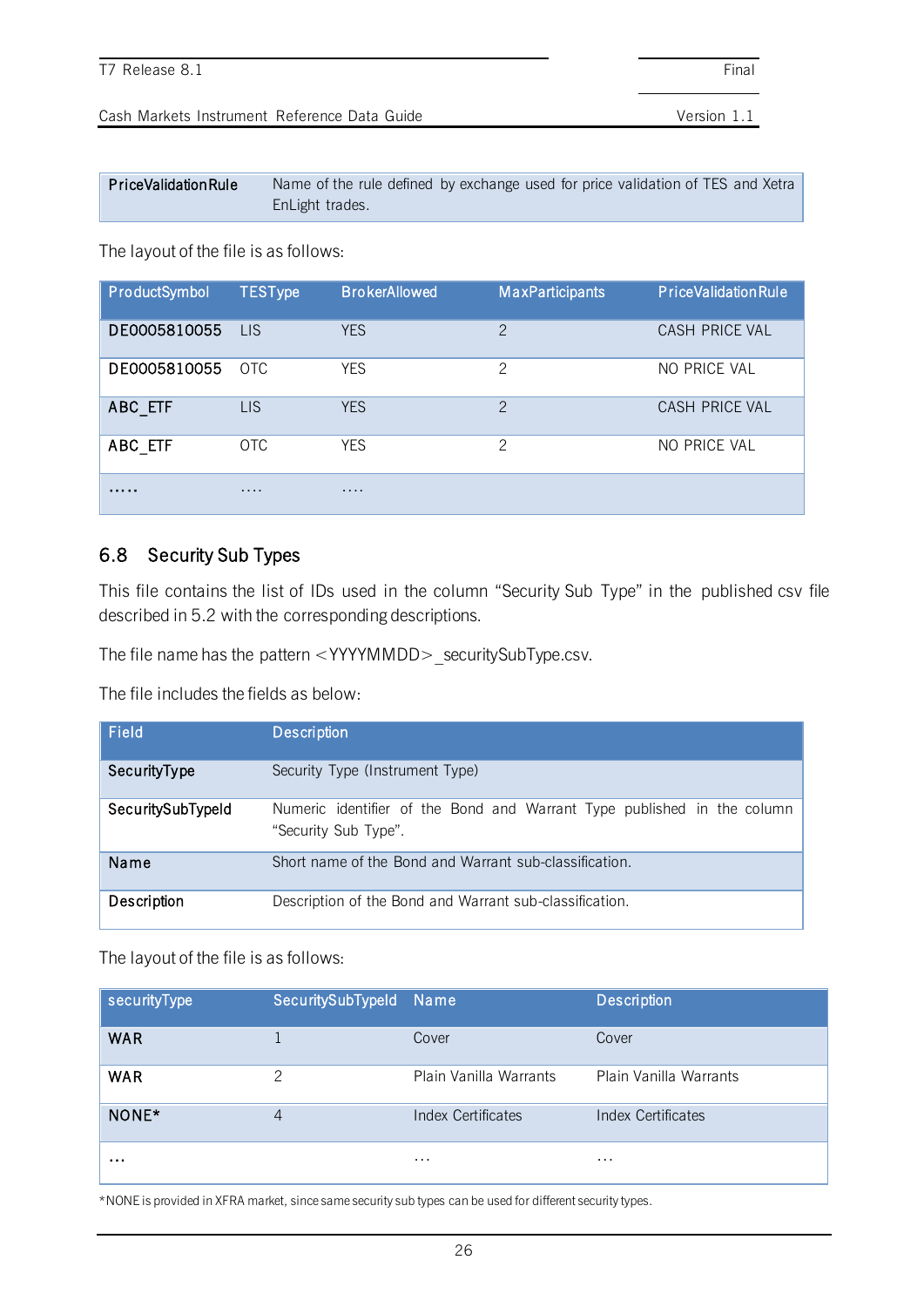| PriceValidationRule | Name of the rule defined by exchange used for price validation of TES and Xetra EnLight trades. |
|---|---|

The layout of the file is as follows:

| ProductSymbol | TESType | BrokerAllowed | MaxParticipants | PriceValidationRule |
|---|---|---|---|---|
| DE0005810055 | LIS | YES | 2 | CASH PRICE VAL |
| DE0005810055 | OTC | YES | 2 | NO PRICE VAL |
| ABC_ETF | LIS | YES | 2 | CASH PRICE VAL |
| ABC_ETF | OTC | YES | 2 | NO PRICE VAL |
| ….. | …. | …. | | |

## 6.8 Security Sub Types

This file contains the list of IDs used in the column “Security Sub Type” in the published csv file described in 5.2 with the corresponding descriptions.

The file name has the pattern <YYYYMMDD>_securitySubType.csv.

The file includes the fields as below:

| Field | Description |
|---|---|
| SecurityType | Security Type (Instrument Type) |
| SecuritySubTypeId | Numeric identifier of the Bond and Warrant Type published in the column “Security Sub Type”. |
| Name | Short name of the Bond and Warrant sub-classification. |
| Description | Description of the Bond and Warrant sub-classification. |

The layout of the file is as follows:

| securityType | SecuritySubTypeId | Name | Description |
|---|---|---|---|
| WAR | 1 | Cover | Cover |
| WAR | 2 | Plain Vanilla Warrants | Plain Vanilla Warrants |
| NONE* | 4 | Index Certificates | Index Certificates |
| … | | … | … |

*NONE is provided in XFRA market, since same security sub types can be used for different security types.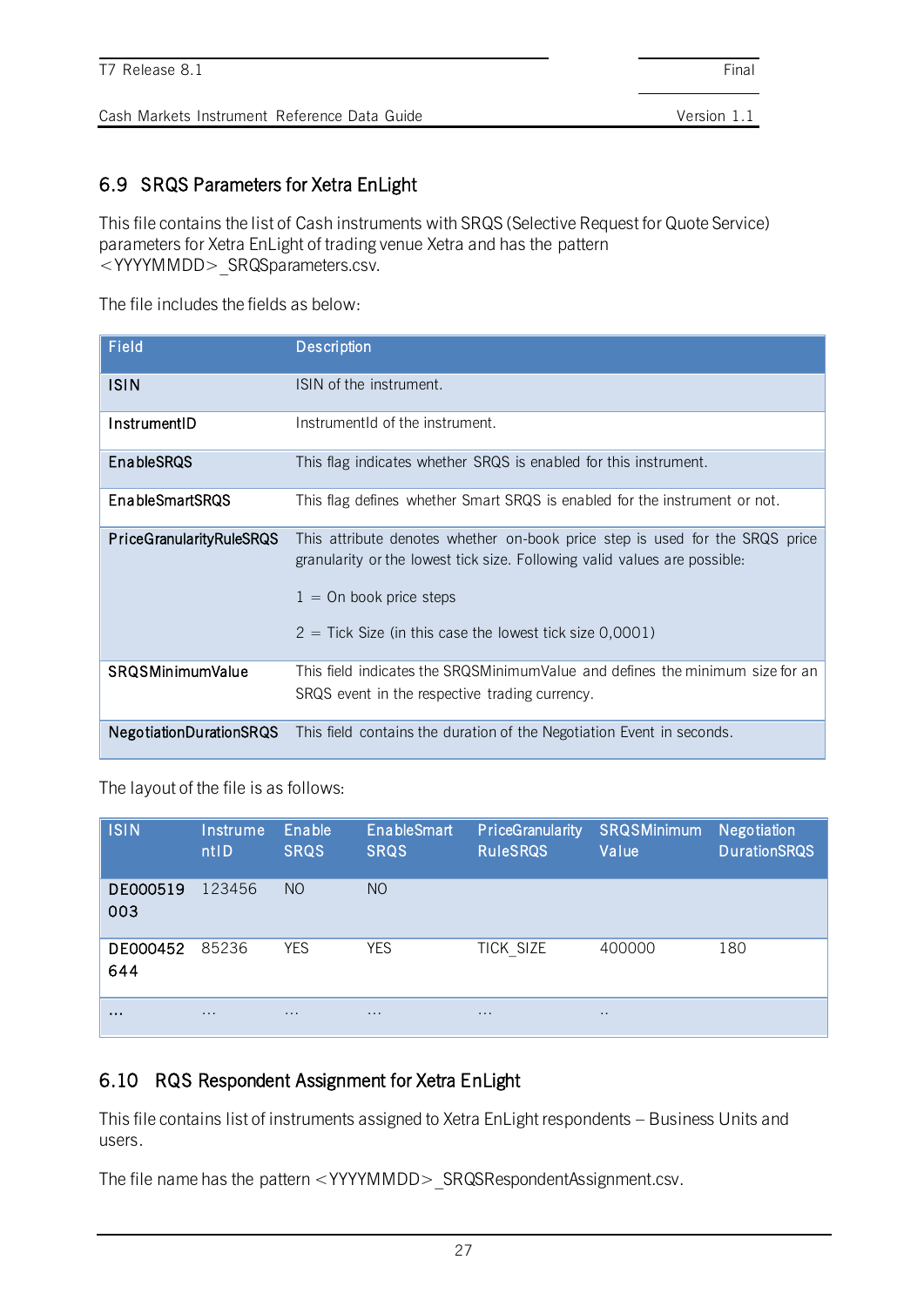## 6.9 SRQS Parameters for Xetra EnLight

This file contains the list of Cash instruments with SRQS (Selective Request for Quote Service) parameters for Xetra EnLight of trading venue Xetra and has the pattern <YYYYMMDD>_SRQSparameters.csv.

The file includes the fields as below:

| Field | Description |
|---|---|
| ISIN | ISIN of the instrument. |
| InstrumentID | InstrumentId of the instrument. |
| EnableSRQS | This flag indicates whether SRQS is enabled for this instrument. |
| EnableSmartSRQS | This flag defines whether Smart SRQS is enabled for the instrument or not. |
| PriceGranularityRuleSRQS | This attribute denotes whether on-book price step is used for the SRQS price granularity or the lowest tick size. Following valid values are possible:<br><br>1 = On book price steps<br><br>2 = Tick Size (in this case the lowest tick size 0,0001) |
| SRQSMinimumValue | This field indicates the SRQSMinimumValue and defines the minimum size for an SRQS event in the respective trading currency. |
| NegotiationDurationSRQS | This field contains the duration of the Negotiation Event in seconds. |

The layout of the file is as follows:

| ISIN | InstrumentID | Enable SRQS | EnableSmart SRQS | PriceGranularity RuleSRQS | SRQSMinimum Value | Negotiation DurationSRQS |
|---|---|---|---|---|---|---|
| DE000519003 | 123456 | NO | NO | | | |
| DE000452644 | 85236 | YES | YES | TICK_SIZE | 400000 | 180 |
| ... | ... | ... | ... | ... | .. | |

## 6.10 RQS Respondent Assignment for Xetra EnLight

This file contains list of instruments assigned to Xetra EnLight respondents – Business Units and users.

The file name has the pattern <YYYYMMDD>_SRQSRespondentAssignment.csv.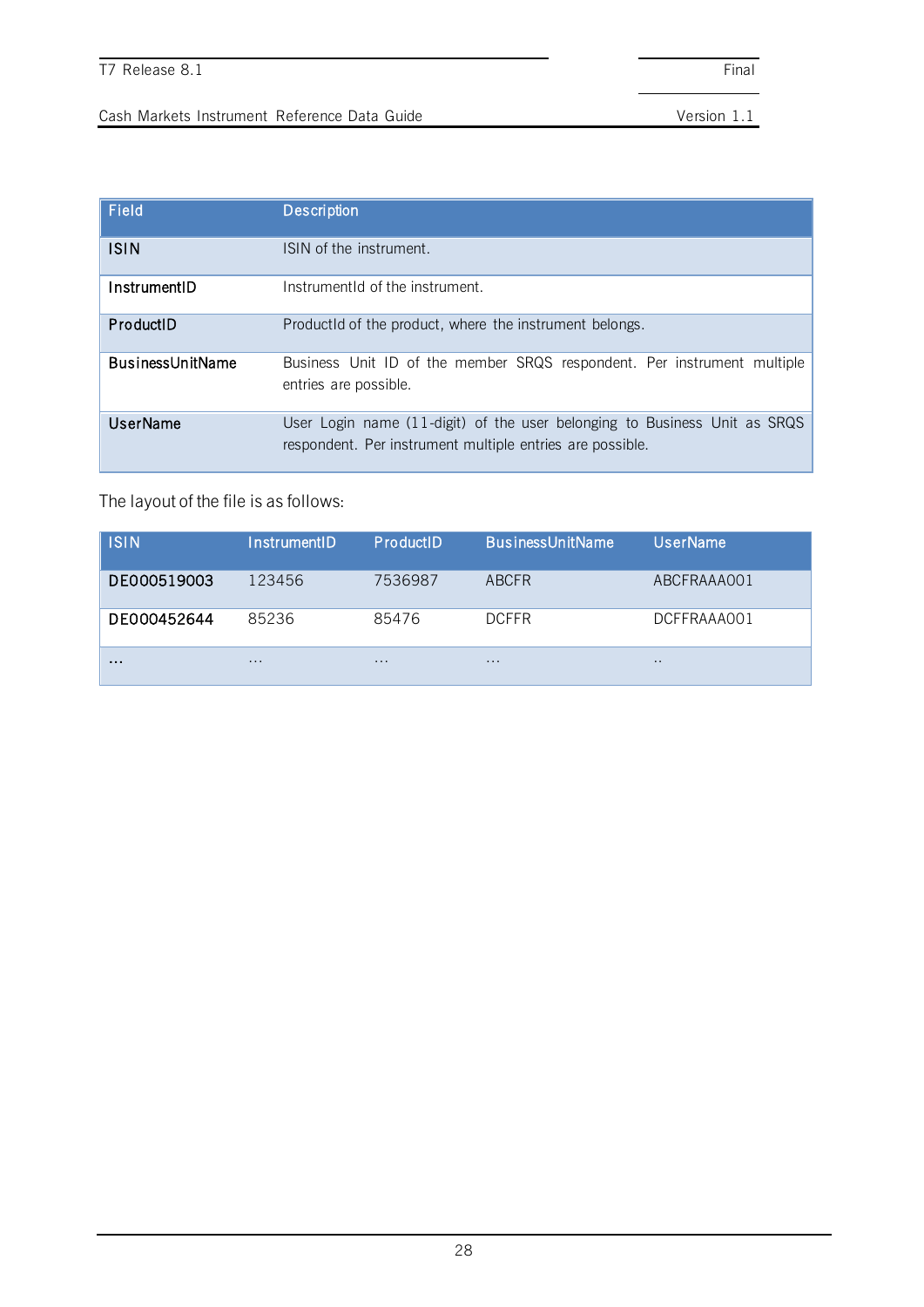| Field | Description |
| --- | --- |
| ISIN | ISIN of the instrument. |
| InstrumentID | InstrumentId of the instrument. |
| ProductID | ProductId of the product, where the instrument belongs. |
| BusinessUnitName | Business Unit ID of the member SRQS respondent. Per instrument multiple entries are possible. |
| UserName | User Login name (11-digit) of the user belonging to Business Unit as SRQS respondent. Per instrument multiple entries are possible. |

The layout of the file is as follows:

| ISIN | InstrumentID | ProductID | BusinessUnitName | UserName |
| --- | --- | --- | --- | --- |
| DE000519003 | 123456 | 7536987 | ABCFR | ABCFRAAA001 |
| DE000452644 | 85236 | 85476 | DCFFR | DCFFRAAA001 |
| … | … | … | … | .. |